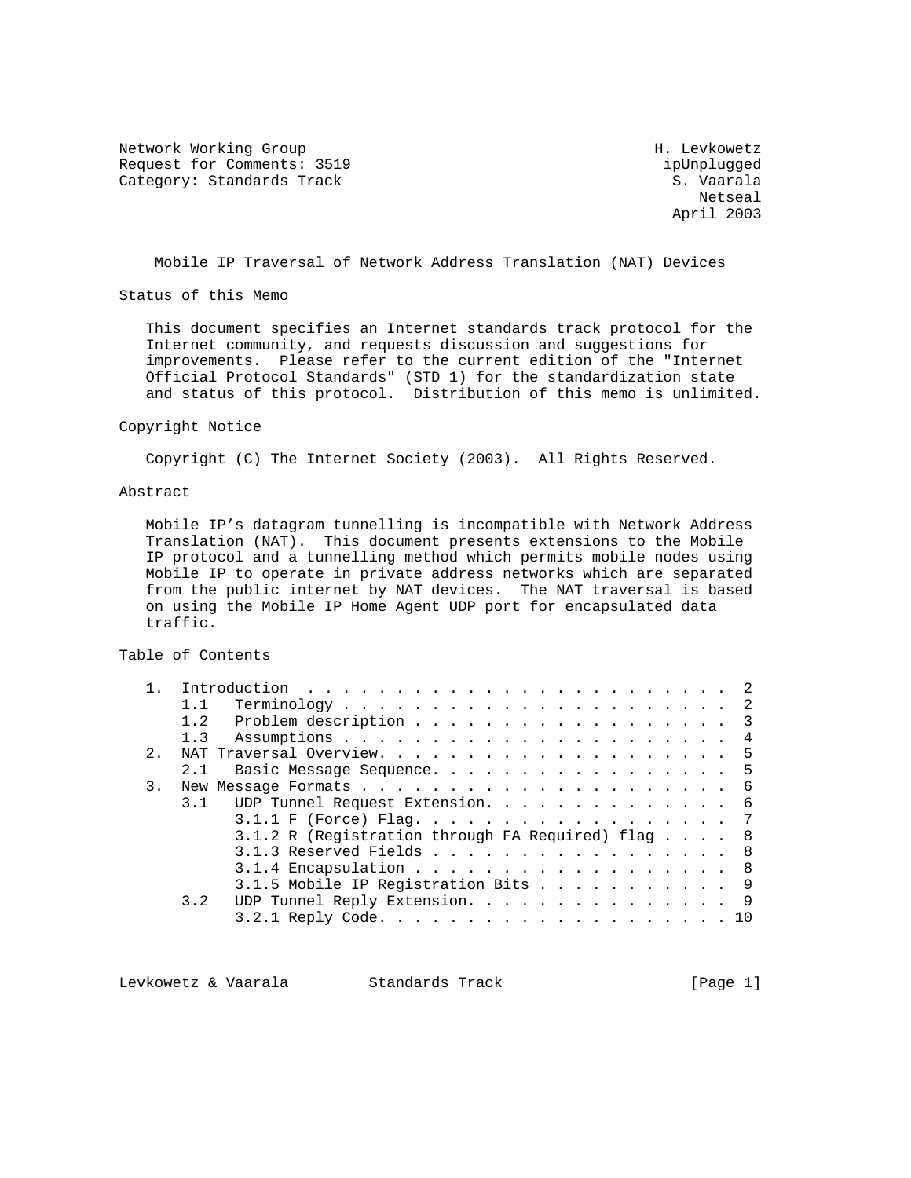Network Working Group H. Levkowetz
Request for Comments: 3519 ipUnplugged
Category: Standards Track S. Vaarala
Netseal
April 2003

# Mobile IP Traversal of Network Address Translation (NAT) Devices

## Status of this Memo

This document specifies an Internet standards track protocol for the Internet community, and requests discussion and suggestions for improvements. Please refer to the current edition of the "Internet Official Protocol Standards" (STD 1) for the standardization state and status of this protocol. Distribution of this memo is unlimited.

## Copyright Notice

Copyright (C) The Internet Society (2003). All Rights Reserved.

## Abstract

Mobile IP's datagram tunnelling is incompatible with Network Address Translation (NAT). This document presents extensions to the Mobile IP protocol and a tunnelling method which permits mobile nodes using Mobile IP to operate in private address networks which are separated from the public internet by NAT devices. The NAT traversal is based on using the Mobile IP Home Agent UDP port for encapsulated data traffic.

## Table of Contents

```
1.  Introduction  . . . . . . . . . . . . . . . . . . . . . . . .  2
    1.1   Terminology . . . . . . . . . . . . . . . . . . . . . .  2
    1.2   Problem description . . . . . . . . . . . . . . . . . .  3
    1.3   Assumptions . . . . . . . . . . . . . . . . . . . . . .  4
2.  NAT Traversal Overview. . . . . . . . . . . . . . . . . . . .  5
    2.1   Basic Message Sequence. . . . . . . . . . . . . . . . .  5
3.  New Message Formats . . . . . . . . . . . . . . . . . . . . .  6
    3.1   UDP Tunnel Request Extension. . . . . . . . . . . . . .  6
          3.1.1 F (Force) Flag. . . . . . . . . . . . . . . . . .  7
          3.1.2 R (Registration through FA Required) flag . . . .  8
          3.1.3 Reserved Fields . . . . . . . . . . . . . . . . .  8
          3.1.4 Encapsulation . . . . . . . . . . . . . . . . . .  8
          3.1.5 Mobile IP Registration Bits . . . . . . . . . . .  9
    3.2   UDP Tunnel Reply Extension. . . . . . . . . . . . . . .  9
          3.2.1 Reply Code. . . . . . . . . . . . . . . . . . . . 10
```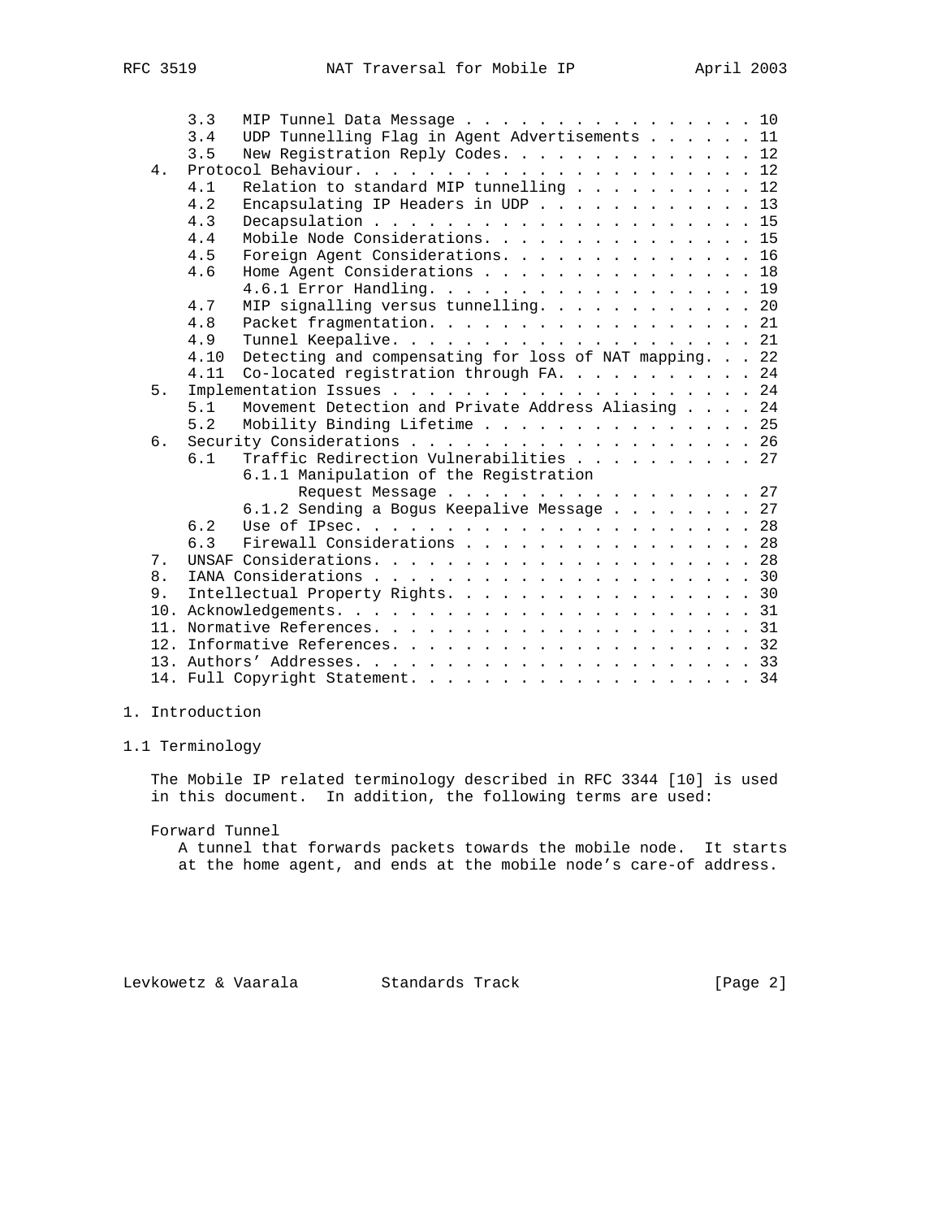```
      3.3   MIP Tunnel Data Message . . . . . . . . . . . . . . . . . 10
      3.4   UDP Tunnelling Flag in Agent Advertisements . . . . . . . 11
      3.5   New Registration Reply Codes. . . . . . . . . . . . . . . 12
   4.  Protocol Behaviour. . . . . . . . . . . . . . . . . . . . . . . 12
      4.1   Relation to standard MIP tunnelling . . . . . . . . . . . 12
      4.2   Encapsulating IP Headers in UDP . . . . . . . . . . . . . 13
      4.3   Decapsulation . . . . . . . . . . . . . . . . . . . . . . 15
      4.4   Mobile Node Considerations. . . . . . . . . . . . . . . . 15
      4.5   Foreign Agent Considerations. . . . . . . . . . . . . . . 16
      4.6   Home Agent Considerations . . . . . . . . . . . . . . . . 18
            4.6.1 Error Handling. . . . . . . . . . . . . . . . . . . 19
      4.7   MIP signalling versus tunnelling. . . . . . . . . . . . . 20
      4.8   Packet fragmentation. . . . . . . . . . . . . . . . . . . 21
      4.9   Tunnel Keepalive. . . . . . . . . . . . . . . . . . . . . 21
      4.10  Detecting and compensating for loss of NAT mapping. . . 22
      4.11  Co-located registration through FA. . . . . . . . . . . 24
   5.  Implementation Issues . . . . . . . . . . . . . . . . . . . . . 24
      5.1   Movement Detection and Private Address Aliasing . . . . 24
      5.2   Mobility Binding Lifetime . . . . . . . . . . . . . . . . 25
   6.  Security Considerations . . . . . . . . . . . . . . . . . . . . 26
      6.1   Traffic Redirection Vulnerabilities . . . . . . . . . . . 27
            6.1.1 Manipulation of the Registration
                  Request Message . . . . . . . . . . . . . . . . . 27
            6.1.2 Sending a Bogus Keepalive Message . . . . . . . . 27
      6.2   Use of IPsec. . . . . . . . . . . . . . . . . . . . . . . 28
      6.3   Firewall Considerations . . . . . . . . . . . . . . . . . 28
   7.  UNSAF Considerations. . . . . . . . . . . . . . . . . . . . . . 28
   8.  IANA Considerations . . . . . . . . . . . . . . . . . . . . . . 30
   9.  Intellectual Property Rights. . . . . . . . . . . . . . . . . . 30
   10. Acknowledgements. . . . . . . . . . . . . . . . . . . . . . . . 31
   11. Normative References. . . . . . . . . . . . . . . . . . . . . . 31
   12. Informative References. . . . . . . . . . . . . . . . . . . . . 32
   13. Authors' Addresses. . . . . . . . . . . . . . . . . . . . . . . 33
   14. Full Copyright Statement. . . . . . . . . . . . . . . . . . . . 34
```

# 1. Introduction

## 1.1 Terminology

The Mobile IP related terminology described in RFC 3344 [10] is used in this document. In addition, the following terms are used:

Forward Tunnel
A tunnel that forwards packets towards the mobile node. It starts at the home agent, and ends at the mobile node's care-of address.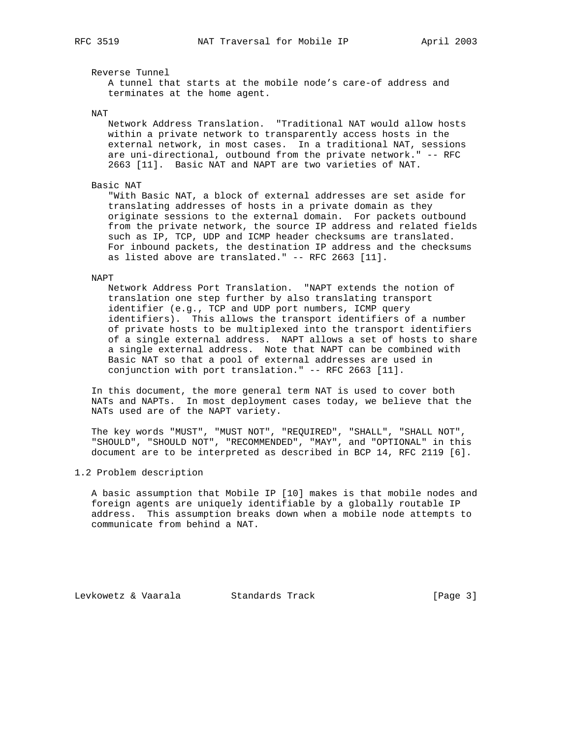Reverse Tunnel
A tunnel that starts at the mobile node's care-of address and terminates at the home agent.

NAT
Network Address Translation. "Traditional NAT would allow hosts within a private network to transparently access hosts in the external network, in most cases. In a traditional NAT, sessions are uni-directional, outbound from the private network." -- RFC 2663 [11]. Basic NAT and NAPT are two varieties of NAT.

Basic NAT
"With Basic NAT, a block of external addresses are set aside for translating addresses of hosts in a private domain as they originate sessions to the external domain. For packets outbound from the private network, the source IP address and related fields such as IP, TCP, UDP and ICMP header checksums are translated. For inbound packets, the destination IP address and the checksums as listed above are translated." -- RFC 2663 [11].

NAPT
Network Address Port Translation. "NAPT extends the notion of translation one step further by also translating transport identifier (e.g., TCP and UDP port numbers, ICMP query identifiers). This allows the transport identifiers of a number of private hosts to be multiplexed into the transport identifiers of a single external address. NAPT allows a set of hosts to share a single external address. Note that NAPT can be combined with Basic NAT so that a pool of external addresses are used in conjunction with port translation." -- RFC 2663 [11].

In this document, the more general term NAT is used to cover both NATs and NAPTs. In most deployment cases today, we believe that the NATs used are of the NAPT variety.

The key words "MUST", "MUST NOT", "REQUIRED", "SHALL", "SHALL NOT", "SHOULD", "SHOULD NOT", "RECOMMENDED", "MAY", and "OPTIONAL" in this document are to be interpreted as described in BCP 14, RFC 2119 [6].

## 1.2 Problem description

A basic assumption that Mobile IP [10] makes is that mobile nodes and foreign agents are uniquely identifiable by a globally routable IP address. This assumption breaks down when a mobile node attempts to communicate from behind a NAT.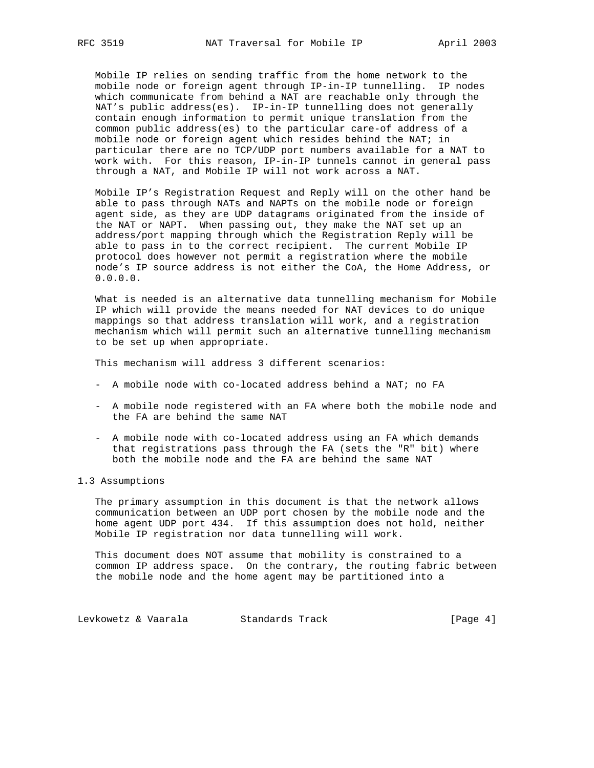Mobile IP relies on sending traffic from the home network to the mobile node or foreign agent through IP-in-IP tunnelling. IP nodes which communicate from behind a NAT are reachable only through the NAT's public address(es). IP-in-IP tunnelling does not generally contain enough information to permit unique translation from the common public address(es) to the particular care-of address of a mobile node or foreign agent which resides behind the NAT; in particular there are no TCP/UDP port numbers available for a NAT to work with. For this reason, IP-in-IP tunnels cannot in general pass through a NAT, and Mobile IP will not work across a NAT.

Mobile IP's Registration Request and Reply will on the other hand be able to pass through NATs and NAPTs on the mobile node or foreign agent side, as they are UDP datagrams originated from the inside of the NAT or NAPT. When passing out, they make the NAT set up an address/port mapping through which the Registration Reply will be able to pass in to the correct recipient. The current Mobile IP protocol does however not permit a registration where the mobile node's IP source address is not either the CoA, the Home Address, or 0.0.0.0.

What is needed is an alternative data tunnelling mechanism for Mobile IP which will provide the means needed for NAT devices to do unique mappings so that address translation will work, and a registration mechanism which will permit such an alternative tunnelling mechanism to be set up when appropriate.

This mechanism will address 3 different scenarios:

- A mobile node with co-located address behind a NAT; no FA
- A mobile node registered with an FA where both the mobile node and the FA are behind the same NAT
- A mobile node with co-located address using an FA which demands that registrations pass through the FA (sets the "R" bit) where both the mobile node and the FA are behind the same NAT

### 1.3 Assumptions

The primary assumption in this document is that the network allows communication between an UDP port chosen by the mobile node and the home agent UDP port 434. If this assumption does not hold, neither Mobile IP registration nor data tunnelling will work.

This document does NOT assume that mobility is constrained to a common IP address space. On the contrary, the routing fabric between the mobile node and the home agent may be partitioned into a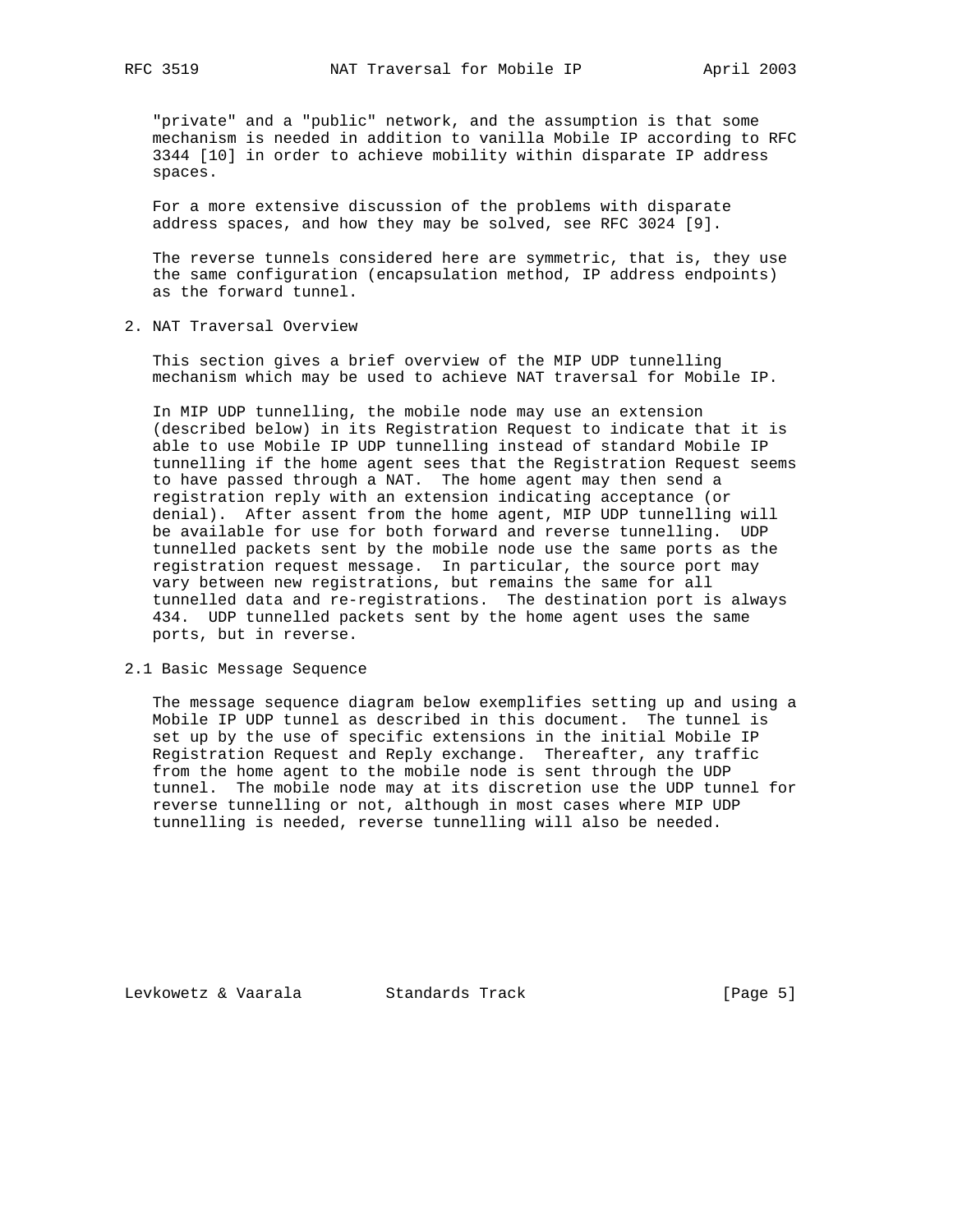"private" and a "public" network, and the assumption is that some mechanism is needed in addition to vanilla Mobile IP according to RFC 3344 [10] in order to achieve mobility within disparate IP address spaces.

For a more extensive discussion of the problems with disparate address spaces, and how they may be solved, see RFC 3024 [9].

The reverse tunnels considered here are symmetric, that is, they use the same configuration (encapsulation method, IP address endpoints) as the forward tunnel.

## 2. NAT Traversal Overview

This section gives a brief overview of the MIP UDP tunnelling mechanism which may be used to achieve NAT traversal for Mobile IP.

In MIP UDP tunnelling, the mobile node may use an extension (described below) in its Registration Request to indicate that it is able to use Mobile IP UDP tunnelling instead of standard Mobile IP tunnelling if the home agent sees that the Registration Request seems to have passed through a NAT. The home agent may then send a registration reply with an extension indicating acceptance (or denial). After assent from the home agent, MIP UDP tunnelling will be available for use for both forward and reverse tunnelling. UDP tunnelled packets sent by the mobile node use the same ports as the registration request message. In particular, the source port may vary between new registrations, but remains the same for all tunnelled data and re-registrations. The destination port is always 434. UDP tunnelled packets sent by the home agent uses the same ports, but in reverse.

### 2.1 Basic Message Sequence

The message sequence diagram below exemplifies setting up and using a Mobile IP UDP tunnel as described in this document. The tunnel is set up by the use of specific extensions in the initial Mobile IP Registration Request and Reply exchange. Thereafter, any traffic from the home agent to the mobile node is sent through the UDP tunnel. The mobile node may at its discretion use the UDP tunnel for reverse tunnelling or not, although in most cases where MIP UDP tunnelling is needed, reverse tunnelling will also be needed.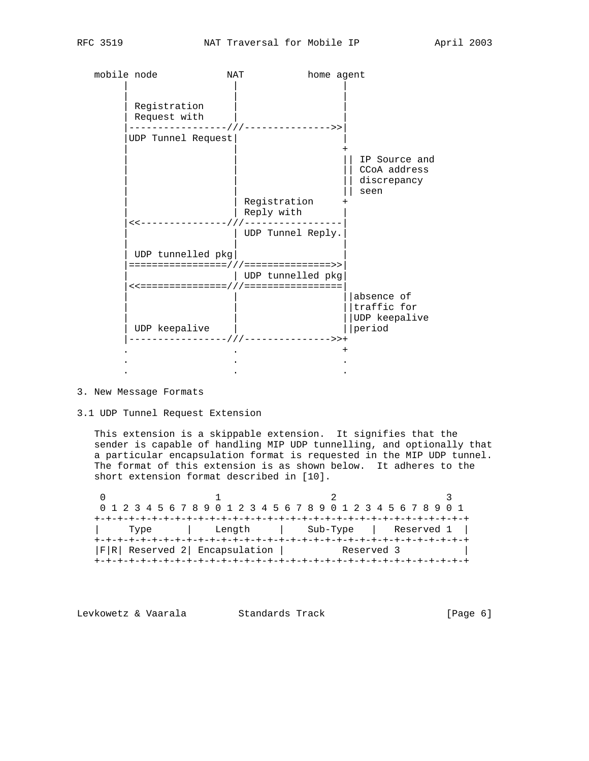```
   mobile node            NAT           home agent
        |                  |                 |
        |                  |                 |
        | Registration     |                 |
        | Request with     |                 |
        |-----------------///--------------->>|
        |UDP Tunnel Request|                 |
        |                  |                 +
        |                  |                 || IP Source and
        |                  |                 || CCoA address
        |                  |                 || discrepancy
        |                  |                 || seen
        |                  | Registration    +
        |                  | Reply with      |
        |<<---------------///-----------------|
        |                  | UDP Tunnel Reply.|
        |                  |                 |
        | UDP tunnelled pkg|                 |
        |=================///===============>>|
        |                  | UDP tunnelled pkg|
        |<<===============///=================|
        |                  |                 ||absence of
        |                  |                 ||traffic for
        |                  |                 ||UDP keepalive
        | UDP keepalive    |                 ||period
        |-----------------///--------------->>+
        .                  .                 +
        .                  .                 .
        .                  .                 .
```

## 3. New Message Formats

### 3.1 UDP Tunnel Request Extension

This extension is a skippable extension. It signifies that the sender is capable of handling MIP UDP tunnelling, and optionally that a particular encapsulation format is requested in the MIP UDP tunnel. The format of this extension is as shown below. It adheres to the short extension format described in [10].

```
    0                   1                   2                   3
    0 1 2 3 4 5 6 7 8 9 0 1 2 3 4 5 6 7 8 9 0 1 2 3 4 5 6 7 8 9 0 1
   +-+-+-+-+-+-+-+-+-+-+-+-+-+-+-+-+-+-+-+-+-+-+-+-+-+-+-+-+-+-+-+-+
   |     Type      |    Length     |    Sub-Type   |   Reserved 1  |
   +-+-+-+-+-+-+-+-+-+-+-+-+-+-+-+-+-+-+-+-+-+-+-+-+-+-+-+-+-+-+-+-+
   |F|R| Reserved 2| Encapsulation |         Reserved 3            |
   +-+-+-+-+-+-+-+-+-+-+-+-+-+-+-+-+-+-+-+-+-+-+-+-+-+-+-+-+-+-+-+-+
```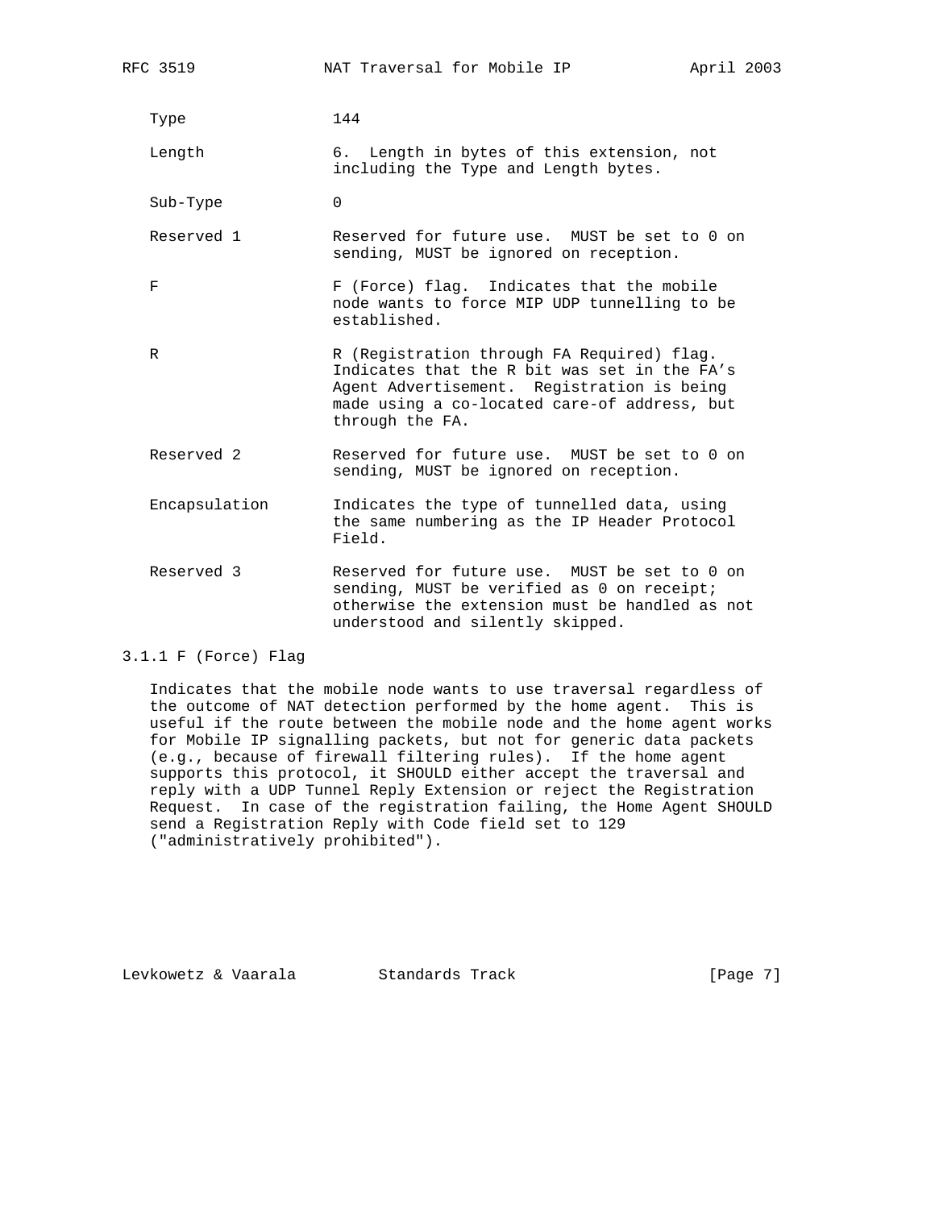Type 144

Length 6. Length in bytes of this extension, not including the Type and Length bytes.

Sub-Type 0

Reserved 1 Reserved for future use. MUST be set to 0 on sending, MUST be ignored on reception.

F F (Force) flag. Indicates that the mobile node wants to force MIP UDP tunnelling to be established.

R R (Registration through FA Required) flag. Indicates that the R bit was set in the FA's Agent Advertisement. Registration is being made using a co-located care-of address, but through the FA.

Reserved 2 Reserved for future use. MUST be set to 0 on sending, MUST be ignored on reception.

Encapsulation Indicates the type of tunnelled data, using the same numbering as the IP Header Protocol Field.

Reserved 3 Reserved for future use. MUST be set to 0 on sending, MUST be verified as 0 on receipt; otherwise the extension must be handled as not understood and silently skipped.

### 3.1.1 F (Force) Flag

Indicates that the mobile node wants to use traversal regardless of the outcome of NAT detection performed by the home agent. This is useful if the route between the mobile node and the home agent works for Mobile IP signalling packets, but not for generic data packets (e.g., because of firewall filtering rules). If the home agent supports this protocol, it SHOULD either accept the traversal and reply with a UDP Tunnel Reply Extension or reject the Registration Request. In case of the registration failing, the Home Agent SHOULD send a Registration Reply with Code field set to 129 ("administratively prohibited").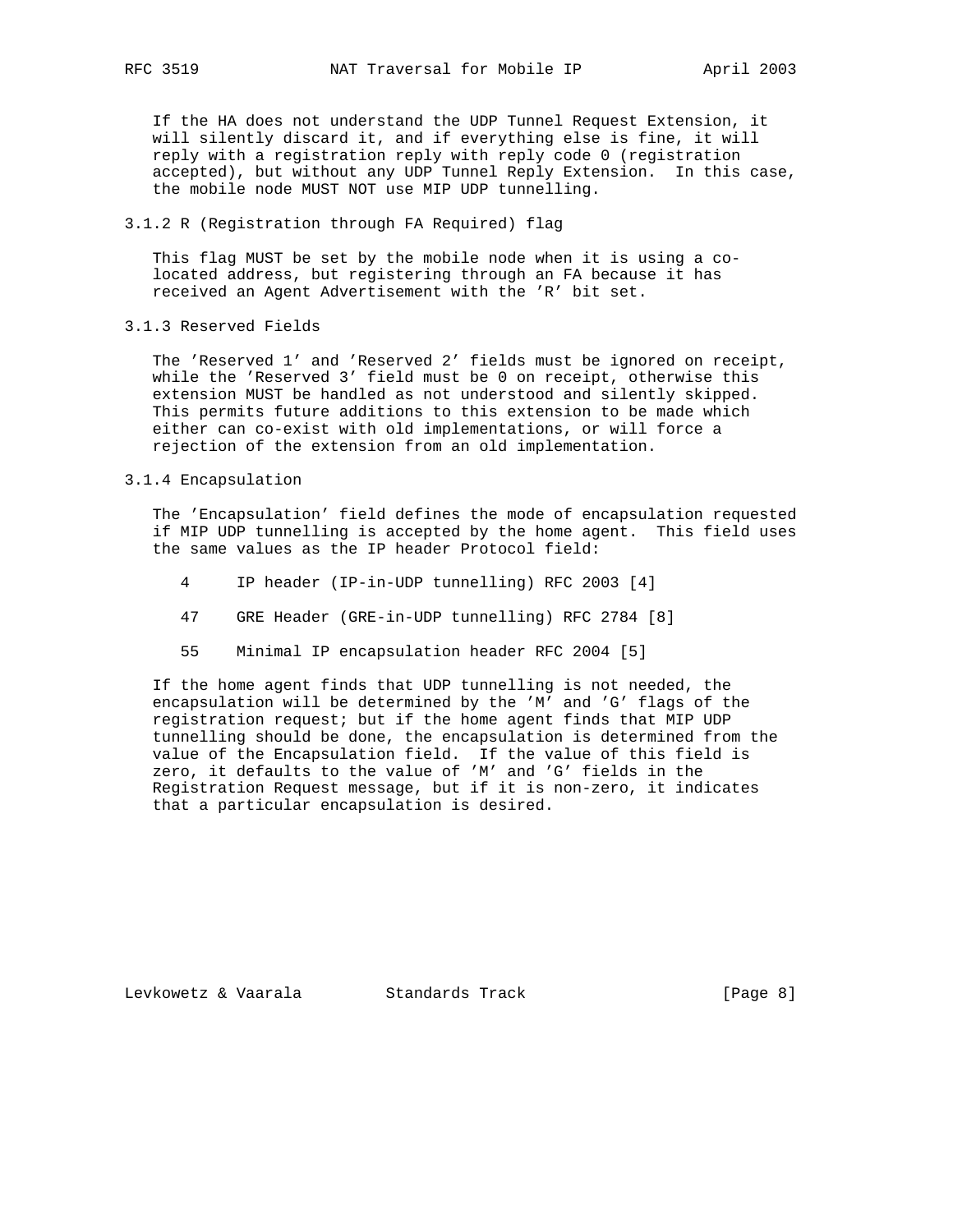If the HA does not understand the UDP Tunnel Request Extension, it will silently discard it, and if everything else is fine, it will reply with a registration reply with reply code 0 (registration accepted), but without any UDP Tunnel Reply Extension. In this case, the mobile node MUST NOT use MIP UDP tunnelling.

### 3.1.2 R (Registration through FA Required) flag

This flag MUST be set by the mobile node when it is using a co-located address, but registering through an FA because it has received an Agent Advertisement with the 'R' bit set.

### 3.1.3 Reserved Fields

The 'Reserved 1' and 'Reserved 2' fields must be ignored on receipt, while the 'Reserved 3' field must be 0 on receipt, otherwise this extension MUST be handled as not understood and silently skipped. This permits future additions to this extension to be made which either can co-exist with old implementations, or will force a rejection of the extension from an old implementation.

### 3.1.4 Encapsulation

The 'Encapsulation' field defines the mode of encapsulation requested if MIP UDP tunnelling is accepted by the home agent. This field uses the same values as the IP header Protocol field:

```
4     IP header (IP-in-UDP tunnelling) RFC 2003 [4]

47    GRE Header (GRE-in-UDP tunnelling) RFC 2784 [8]

55    Minimal IP encapsulation header RFC 2004 [5]
```

If the home agent finds that UDP tunnelling is not needed, the encapsulation will be determined by the 'M' and 'G' flags of the registration request; but if the home agent finds that MIP UDP tunnelling should be done, the encapsulation is determined from the value of the Encapsulation field. If the value of this field is zero, it defaults to the value of 'M' and 'G' fields in the Registration Request message, but if it is non-zero, it indicates that a particular encapsulation is desired.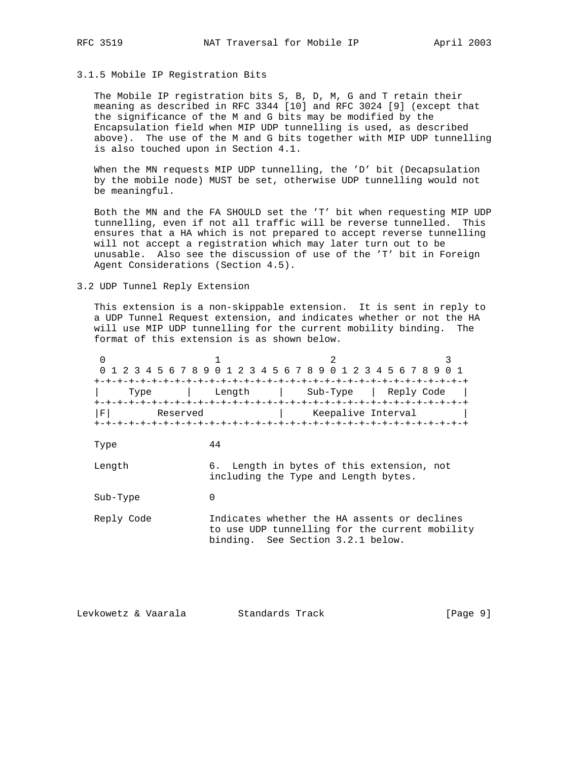### 3.1.5 Mobile IP Registration Bits

The Mobile IP registration bits S, B, D, M, G and T retain their meaning as described in RFC 3344 [10] and RFC 3024 [9] (except that the significance of the M and G bits may be modified by the Encapsulation field when MIP UDP tunnelling is used, as described above). The use of the M and G bits together with MIP UDP tunnelling is also touched upon in Section 4.1.

When the MN requests MIP UDP tunnelling, the 'D' bit (Decapsulation by the mobile node) MUST be set, otherwise UDP tunnelling would not be meaningful.

Both the MN and the FA SHOULD set the 'T' bit when requesting MIP UDP tunnelling, even if not all traffic will be reverse tunnelled. This ensures that a HA which is not prepared to accept reverse tunnelling will not accept a registration which may later turn out to be unusable. Also see the discussion of use of the 'T' bit in Foreign Agent Considerations (Section 4.5).

## 3.2 UDP Tunnel Reply Extension

This extension is a non-skippable extension. It is sent in reply to a UDP Tunnel Request extension, and indicates whether or not the HA will use MIP UDP tunnelling for the current mobility binding. The format of this extension is as shown below.

```
 0                   1                   2                   3
 0 1 2 3 4 5 6 7 8 9 0 1 2 3 4 5 6 7 8 9 0 1 2 3 4 5 6 7 8 9 0 1
+-+-+-+-+-+-+-+-+-+-+-+-+-+-+-+-+-+-+-+-+-+-+-+-+-+-+-+-+-+-+-+-+
|     Type      |    Length     |    Sub-Type   |  Reply Code   |
+-+-+-+-+-+-+-+-+-+-+-+-+-+-+-+-+-+-+-+-+-+-+-+-+-+-+-+-+-+-+-+-+
|F|        Reserved             |     Keepalive Interval        |
+-+-+-+-+-+-+-+-+-+-+-+-+-+-+-+-+-+-+-+-+-+-+-+-+-+-+-+-+-+-+-+-+
```

Type 44

Length 6. Length in bytes of this extension, not including the Type and Length bytes.

Sub-Type 0

Reply Code Indicates whether the HA assents or declines to use UDP tunnelling for the current mobility binding. See Section 3.2.1 below.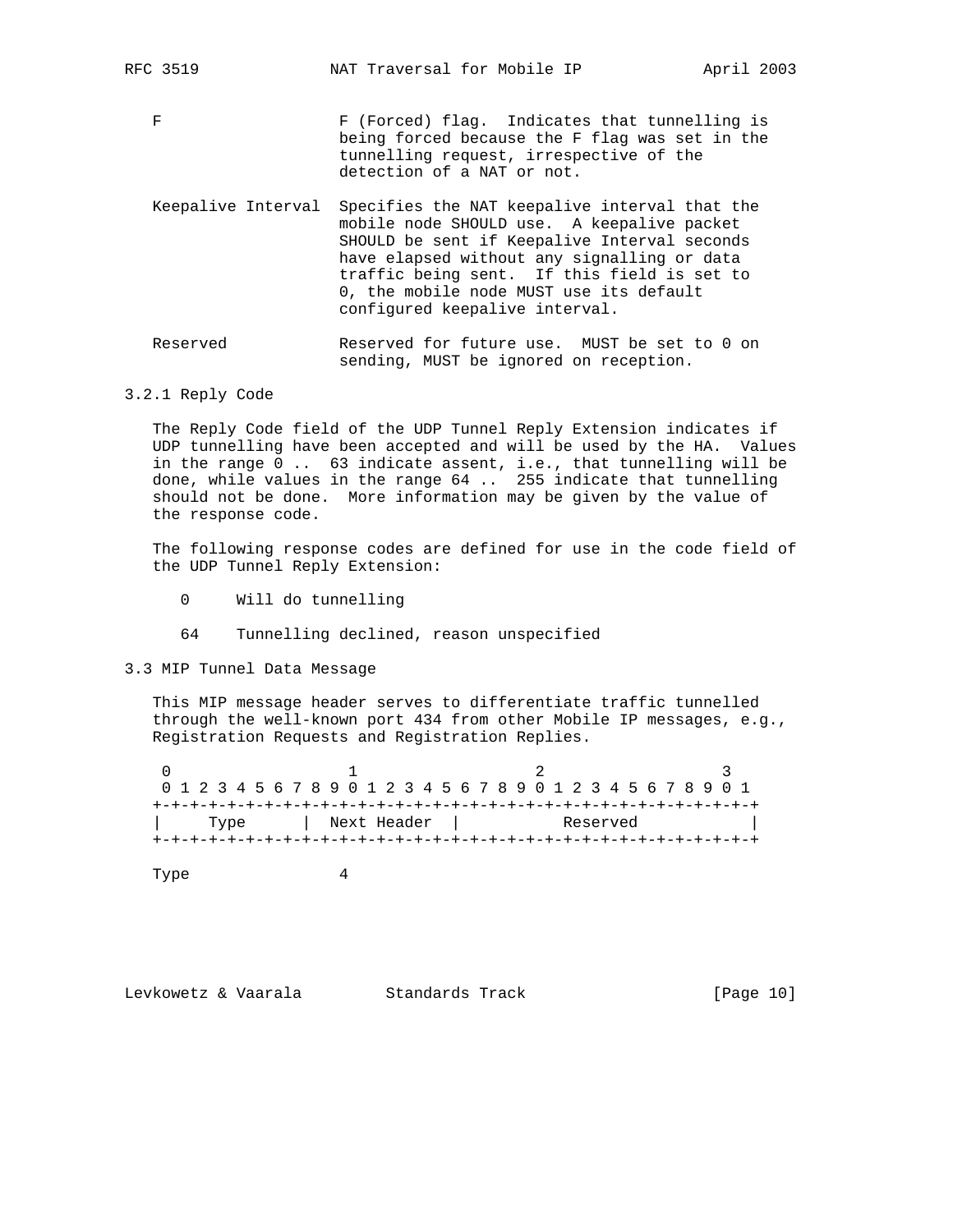F — F (Forced) flag. Indicates that tunnelling is being forced because the F flag was set in the tunnelling request, irrespective of the detection of a NAT or not.

Keepalive Interval — Specifies the NAT keepalive interval that the mobile node SHOULD use. A keepalive packet SHOULD be sent if Keepalive Interval seconds have elapsed without any signalling or data traffic being sent. If this field is set to 0, the mobile node MUST use its default configured keepalive interval.

Reserved — Reserved for future use. MUST be set to 0 on sending, MUST be ignored on reception.

### 3.2.1 Reply Code

The Reply Code field of the UDP Tunnel Reply Extension indicates if UDP tunnelling have been accepted and will be used by the HA. Values in the range 0 .. 63 indicate assent, i.e., that tunnelling will be done, while values in the range 64 .. 255 indicate that tunnelling should not be done. More information may be given by the value of the response code.

The following response codes are defined for use in the code field of the UDP Tunnel Reply Extension:

0 Will do tunnelling

64 Tunnelling declined, reason unspecified

## 3.3 MIP Tunnel Data Message

This MIP message header serves to differentiate traffic tunnelled through the well-known port 434 from other Mobile IP messages, e.g., Registration Requests and Registration Replies.

```
 0                   1                   2                   3
 0 1 2 3 4 5 6 7 8 9 0 1 2 3 4 5 6 7 8 9 0 1 2 3 4 5 6 7 8 9 0 1
+-+-+-+-+-+-+-+-+-+-+-+-+-+-+-+-+-+-+-+-+-+-+-+-+-+-+-+-+-+-+-+-+
|     Type      |  Next Header  |           Reserved            |
+-+-+-+-+-+-+-+-+-+-+-+-+-+-+-+-+-+-+-+-+-+-+-+-+-+-+-+-+-+-+-+-+
```

Type — 4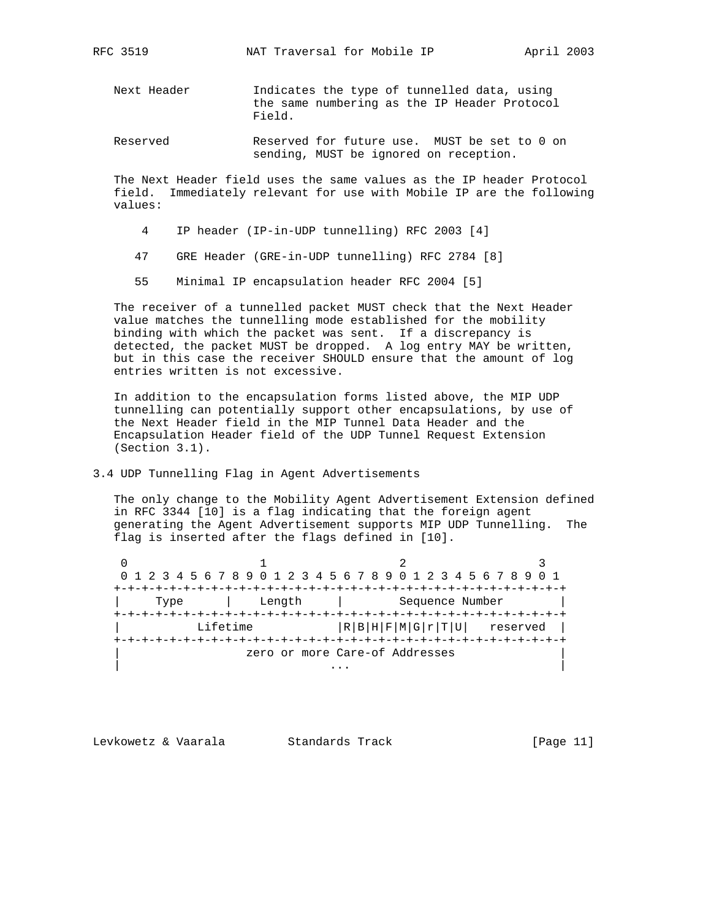Next Header Indicates the type of tunnelled data, using the same numbering as the IP Header Protocol Field.

Reserved Reserved for future use. MUST be set to 0 on sending, MUST be ignored on reception.

The Next Header field uses the same values as the IP header Protocol field. Immediately relevant for use with Mobile IP are the following values:

4 IP header (IP-in-UDP tunnelling) RFC 2003 [4]

47 GRE Header (GRE-in-UDP tunnelling) RFC 2784 [8]

55 Minimal IP encapsulation header RFC 2004 [5]

The receiver of a tunnelled packet MUST check that the Next Header value matches the tunnelling mode established for the mobility binding with which the packet was sent. If a discrepancy is detected, the packet MUST be dropped. A log entry MAY be written, but in this case the receiver SHOULD ensure that the amount of log entries written is not excessive.

In addition to the encapsulation forms listed above, the MIP UDP tunnelling can potentially support other encapsulations, by use of the Next Header field in the MIP Tunnel Data Header and the Encapsulation Header field of the UDP Tunnel Request Extension (Section 3.1).

### 3.4 UDP Tunnelling Flag in Agent Advertisements

The only change to the Mobility Agent Advertisement Extension defined in RFC 3344 [10] is a flag indicating that the foreign agent generating the Agent Advertisement supports MIP UDP Tunnelling. The flag is inserted after the flags defined in [10].

```
 0                   1                   2                   3
 0 1 2 3 4 5 6 7 8 9 0 1 2 3 4 5 6 7 8 9 0 1 2 3 4 5 6 7 8 9 0 1
+-+-+-+-+-+-+-+-+-+-+-+-+-+-+-+-+-+-+-+-+-+-+-+-+-+-+-+-+-+-+-+-+
|     Type      |    Length     |        Sequence Number        |
+-+-+-+-+-+-+-+-+-+-+-+-+-+-+-+-+-+-+-+-+-+-+-+-+-+-+-+-+-+-+-+-+
|           Lifetime            |R|B|H|F|M|G|r|T|U|   reserved  |
+-+-+-+-+-+-+-+-+-+-+-+-+-+-+-+-+-+-+-+-+-+-+-+-+-+-+-+-+-+-+-+-+
|                  zero or more Care-of Addresses               |
|                              ...                              |
```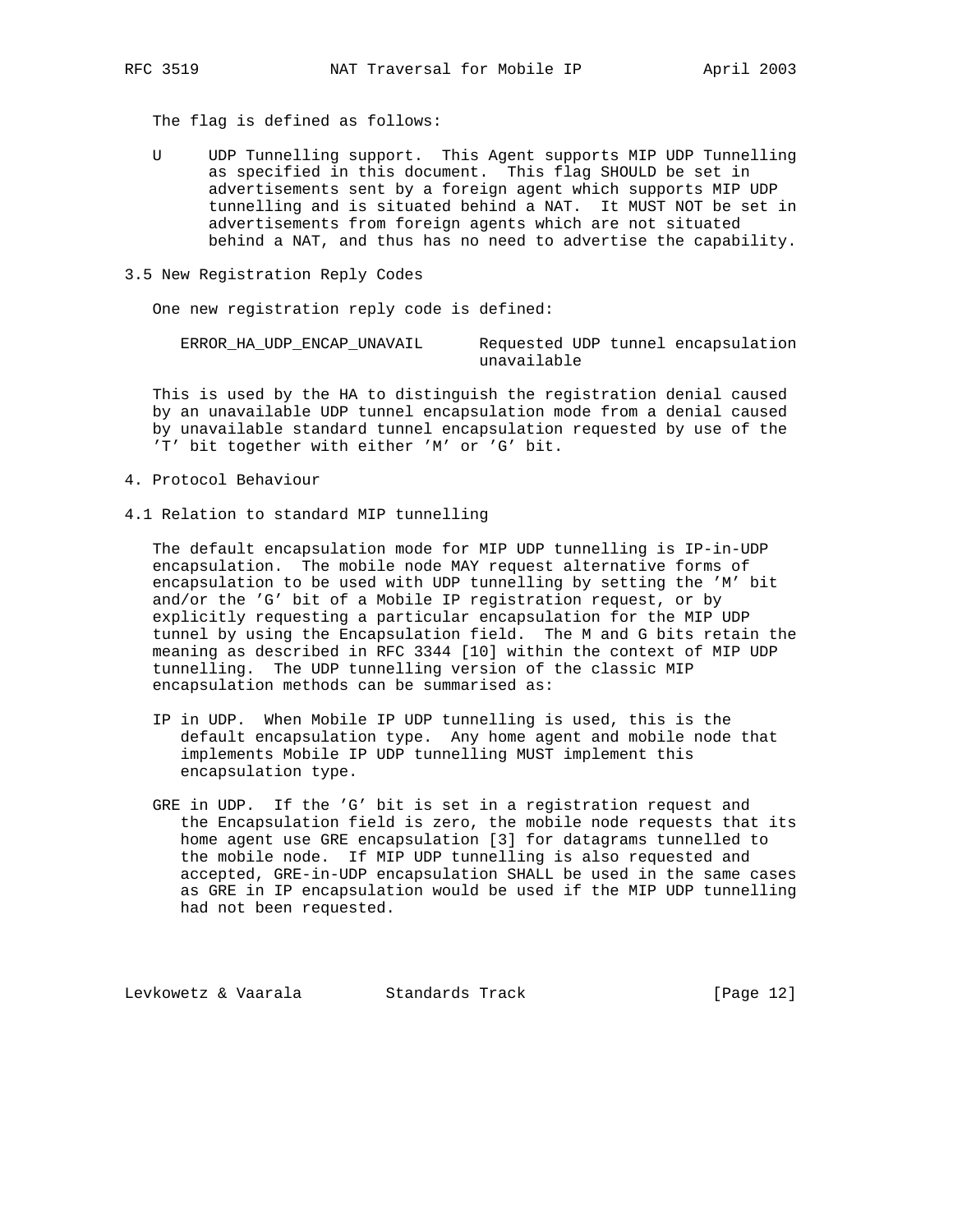The flag is defined as follows:

U     UDP Tunnelling support. This Agent supports MIP UDP Tunnelling as specified in this document. This flag SHOULD be set in advertisements sent by a foreign agent which supports MIP UDP tunnelling and is situated behind a NAT. It MUST NOT be set in advertisements from foreign agents which are not situated behind a NAT, and thus has no need to advertise the capability.

### 3.5 New Registration Reply Codes

One new registration reply code is defined:

| | |
|---|---|
| ERROR_HA_UDP_ENCAP_UNAVAIL | Requested UDP tunnel encapsulation unavailable |

This is used by the HA to distinguish the registration denial caused by an unavailable UDP tunnel encapsulation mode from a denial caused by unavailable standard tunnel encapsulation requested by use of the 'T' bit together with either 'M' or 'G' bit.

## 4. Protocol Behaviour

### 4.1 Relation to standard MIP tunnelling

The default encapsulation mode for MIP UDP tunnelling is IP-in-UDP encapsulation. The mobile node MAY request alternative forms of encapsulation to be used with UDP tunnelling by setting the 'M' bit and/or the 'G' bit of a Mobile IP registration request, or by explicitly requesting a particular encapsulation for the MIP UDP tunnel by using the Encapsulation field. The M and G bits retain the meaning as described in RFC 3344 [10] within the context of MIP UDP tunnelling. The UDP tunnelling version of the classic MIP encapsulation methods can be summarised as:

IP in UDP. When Mobile IP UDP tunnelling is used, this is the default encapsulation type. Any home agent and mobile node that implements Mobile IP UDP tunnelling MUST implement this encapsulation type.

GRE in UDP. If the 'G' bit is set in a registration request and the Encapsulation field is zero, the mobile node requests that its home agent use GRE encapsulation [3] for datagrams tunnelled to the mobile node. If MIP UDP tunnelling is also requested and accepted, GRE-in-UDP encapsulation SHALL be used in the same cases as GRE in IP encapsulation would be used if the MIP UDP tunnelling had not been requested.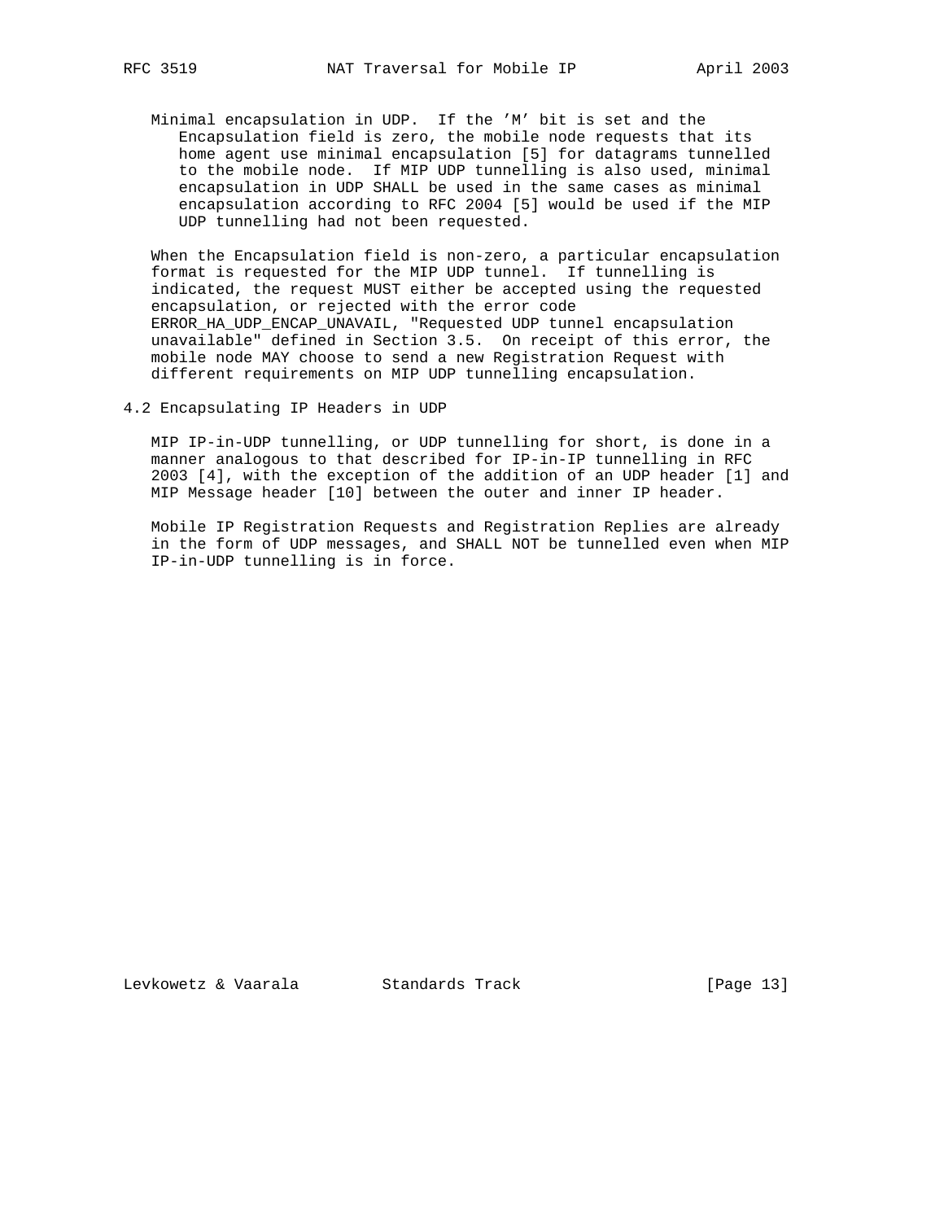Minimal encapsulation in UDP. If the 'M' bit is set and the Encapsulation field is zero, the mobile node requests that its home agent use minimal encapsulation [5] for datagrams tunnelled to the mobile node. If MIP UDP tunnelling is also used, minimal encapsulation in UDP SHALL be used in the same cases as minimal encapsulation according to RFC 2004 [5] would be used if the MIP UDP tunnelling had not been requested.

When the Encapsulation field is non-zero, a particular encapsulation format is requested for the MIP UDP tunnel. If tunnelling is indicated, the request MUST either be accepted using the requested encapsulation, or rejected with the error code ERROR_HA_UDP_ENCAP_UNAVAIL, "Requested UDP tunnel encapsulation unavailable" defined in Section 3.5. On receipt of this error, the mobile node MAY choose to send a new Registration Request with different requirements on MIP UDP tunnelling encapsulation.

## 4.2 Encapsulating IP Headers in UDP

MIP IP-in-UDP tunnelling, or UDP tunnelling for short, is done in a manner analogous to that described for IP-in-IP tunnelling in RFC 2003 [4], with the exception of the addition of an UDP header [1] and MIP Message header [10] between the outer and inner IP header.

Mobile IP Registration Requests and Registration Replies are already in the form of UDP messages, and SHALL NOT be tunnelled even when MIP IP-in-UDP tunnelling is in force.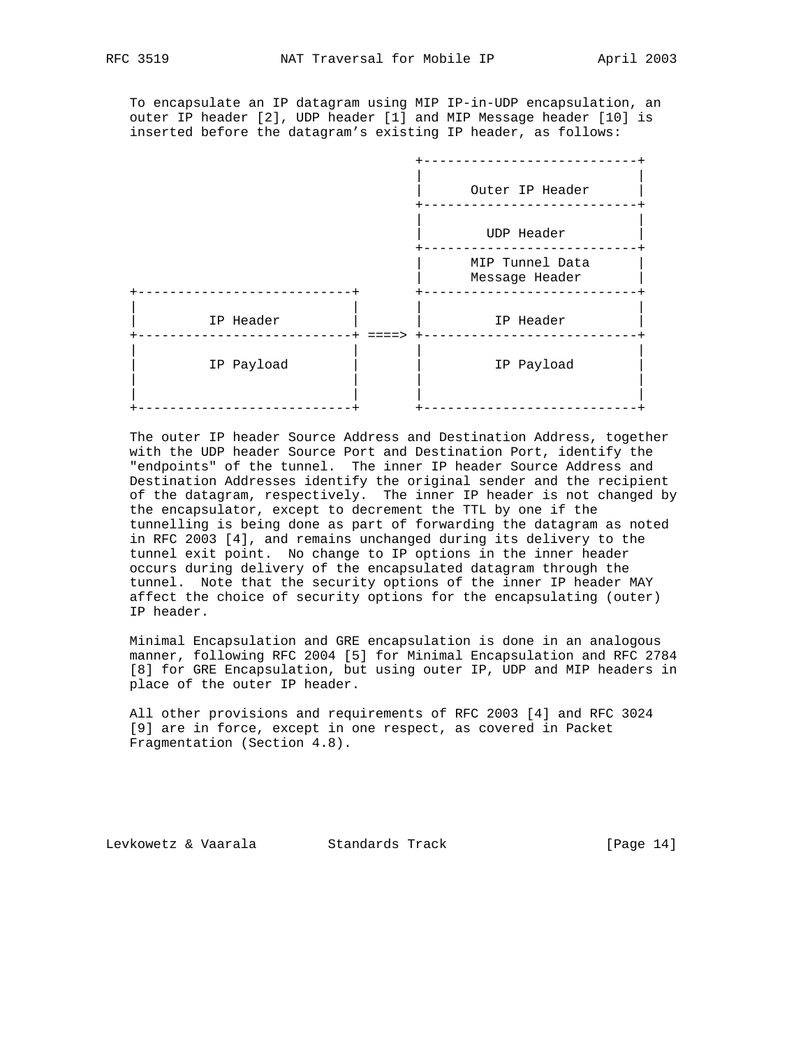To encapsulate an IP datagram using MIP IP-in-UDP encapsulation, an outer IP header [2], UDP header [1] and MIP Message header [10] is inserted before the datagram's existing IP header, as follows:

```
                                         +---------------------------+
                                         |                           |
                                         |      Outer IP Header      |
                                         +---------------------------+
                                         |                           |
                                         |        UDP Header         |
                                         +---------------------------+
                                         |      MIP Tunnel Data      |
                                         |      Message Header       |
   +---------------------------+         +---------------------------+
   |                           |         |                           |
   |         IP Header         |         |         IP Header         |
   +---------------------------+ ====>   +---------------------------+
   |                           |         |                           |
   |         IP Payload        |         |         IP Payload        |
   |                           |         |                           |
   |                           |         |                           |
   +---------------------------+         +---------------------------+
```

The outer IP header Source Address and Destination Address, together with the UDP header Source Port and Destination Port, identify the "endpoints" of the tunnel. The inner IP header Source Address and Destination Addresses identify the original sender and the recipient of the datagram, respectively. The inner IP header is not changed by the encapsulator, except to decrement the TTL by one if the tunnelling is being done as part of forwarding the datagram as noted in RFC 2003 [4], and remains unchanged during its delivery to the tunnel exit point. No change to IP options in the inner header occurs during delivery of the encapsulated datagram through the tunnel. Note that the security options of the inner IP header MAY affect the choice of security options for the encapsulating (outer) IP header.

Minimal Encapsulation and GRE encapsulation is done in an analogous manner, following RFC 2004 [5] for Minimal Encapsulation and RFC 2784 [8] for GRE Encapsulation, but using outer IP, UDP and MIP headers in place of the outer IP header.

All other provisions and requirements of RFC 2003 [4] and RFC 3024 [9] are in force, except in one respect, as covered in Packet Fragmentation (Section 4.8).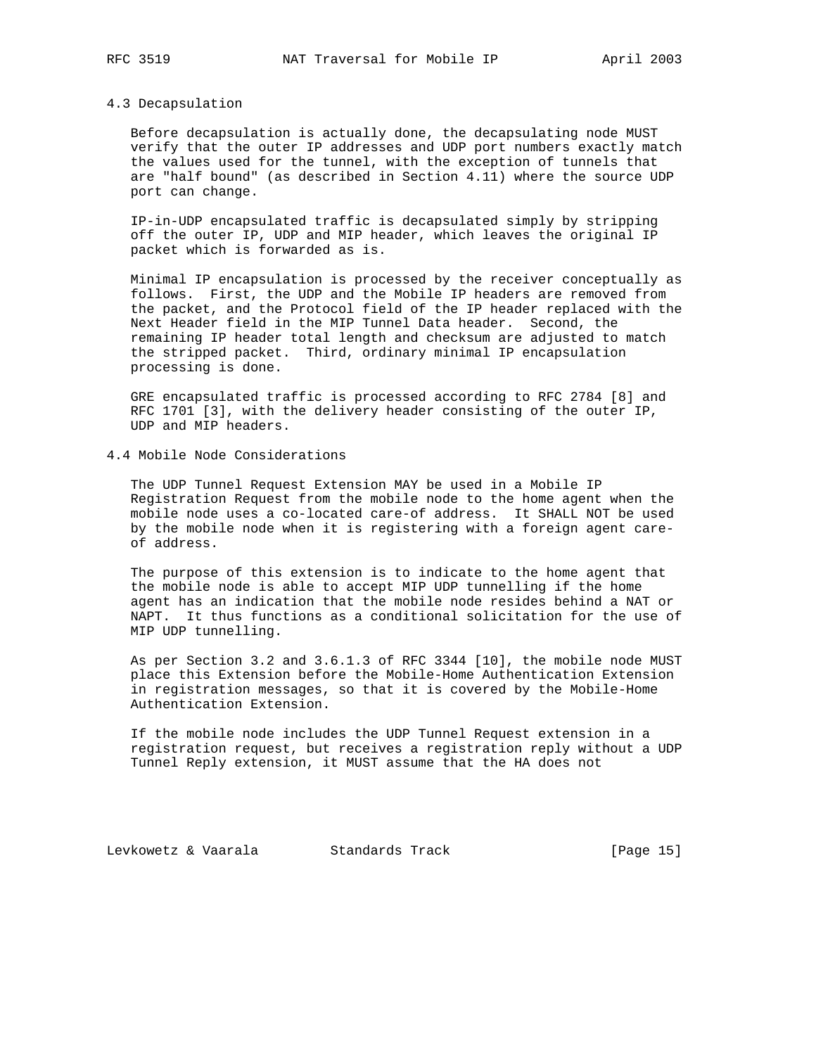### 4.3 Decapsulation

Before decapsulation is actually done, the decapsulating node MUST verify that the outer IP addresses and UDP port numbers exactly match the values used for the tunnel, with the exception of tunnels that are "half bound" (as described in Section 4.11) where the source UDP port can change.

IP-in-UDP encapsulated traffic is decapsulated simply by stripping off the outer IP, UDP and MIP header, which leaves the original IP packet which is forwarded as is.

Minimal IP encapsulation is processed by the receiver conceptually as follows. First, the UDP and the Mobile IP headers are removed from the packet, and the Protocol field of the IP header replaced with the Next Header field in the MIP Tunnel Data header. Second, the remaining IP header total length and checksum are adjusted to match the stripped packet. Third, ordinary minimal IP encapsulation processing is done.

GRE encapsulated traffic is processed according to RFC 2784 [8] and RFC 1701 [3], with the delivery header consisting of the outer IP, UDP and MIP headers.

### 4.4 Mobile Node Considerations

The UDP Tunnel Request Extension MAY be used in a Mobile IP Registration Request from the mobile node to the home agent when the mobile node uses a co-located care-of address. It SHALL NOT be used by the mobile node when it is registering with a foreign agent care-of address.

The purpose of this extension is to indicate to the home agent that the mobile node is able to accept MIP UDP tunnelling if the home agent has an indication that the mobile node resides behind a NAT or NAPT. It thus functions as a conditional solicitation for the use of MIP UDP tunnelling.

As per Section 3.2 and 3.6.1.3 of RFC 3344 [10], the mobile node MUST place this Extension before the Mobile-Home Authentication Extension in registration messages, so that it is covered by the Mobile-Home Authentication Extension.

If the mobile node includes the UDP Tunnel Request extension in a registration request, but receives a registration reply without a UDP Tunnel Reply extension, it MUST assume that the HA does not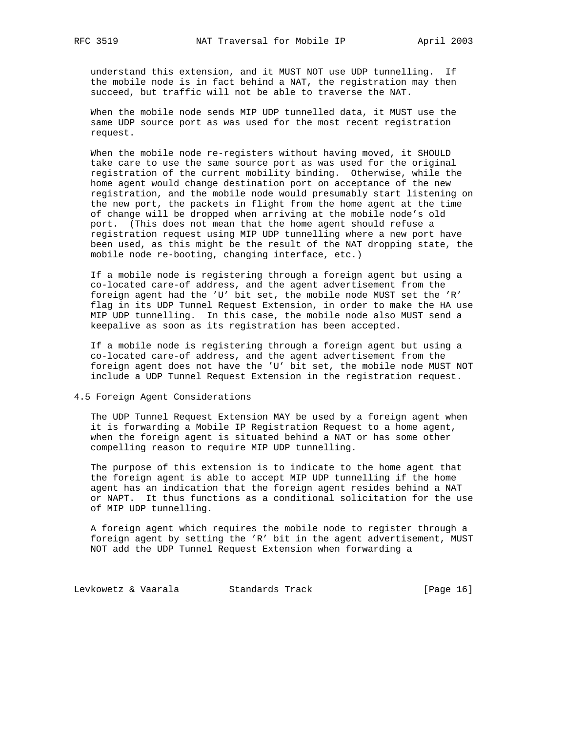understand this extension, and it MUST NOT use UDP tunnelling. If the mobile node is in fact behind a NAT, the registration may then succeed, but traffic will not be able to traverse the NAT.

When the mobile node sends MIP UDP tunnelled data, it MUST use the same UDP source port as was used for the most recent registration request.

When the mobile node re-registers without having moved, it SHOULD take care to use the same source port as was used for the original registration of the current mobility binding. Otherwise, while the home agent would change destination port on acceptance of the new registration, and the mobile node would presumably start listening on the new port, the packets in flight from the home agent at the time of change will be dropped when arriving at the mobile node's old port. (This does not mean that the home agent should refuse a registration request using MIP UDP tunnelling where a new port have been used, as this might be the result of the NAT dropping state, the mobile node re-booting, changing interface, etc.)

If a mobile node is registering through a foreign agent but using a co-located care-of address, and the agent advertisement from the foreign agent had the 'U' bit set, the mobile node MUST set the 'R' flag in its UDP Tunnel Request Extension, in order to make the HA use MIP UDP tunnelling. In this case, the mobile node also MUST send a keepalive as soon as its registration has been accepted.

If a mobile node is registering through a foreign agent but using a co-located care-of address, and the agent advertisement from the foreign agent does not have the 'U' bit set, the mobile node MUST NOT include a UDP Tunnel Request Extension in the registration request.

## 4.5 Foreign Agent Considerations

The UDP Tunnel Request Extension MAY be used by a foreign agent when it is forwarding a Mobile IP Registration Request to a home agent, when the foreign agent is situated behind a NAT or has some other compelling reason to require MIP UDP tunnelling.

The purpose of this extension is to indicate to the home agent that the foreign agent is able to accept MIP UDP tunnelling if the home agent has an indication that the foreign agent resides behind a NAT or NAPT. It thus functions as a conditional solicitation for the use of MIP UDP tunnelling.

A foreign agent which requires the mobile node to register through a foreign agent by setting the 'R' bit in the agent advertisement, MUST NOT add the UDP Tunnel Request Extension when forwarding a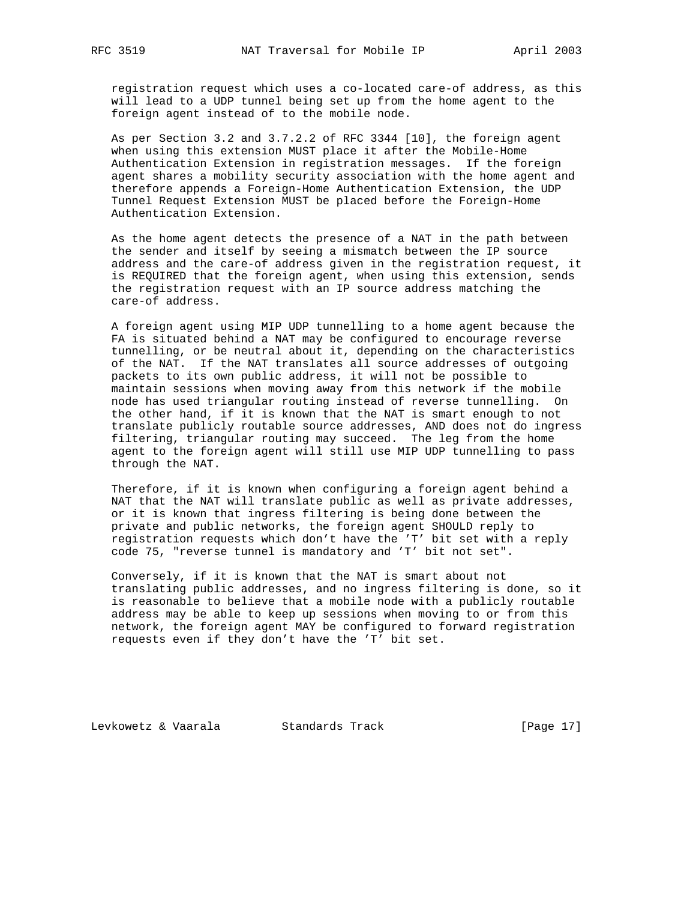registration request which uses a co-located care-of address, as this will lead to a UDP tunnel being set up from the home agent to the foreign agent instead of to the mobile node.

As per Section 3.2 and 3.7.2.2 of RFC 3344 [10], the foreign agent when using this extension MUST place it after the Mobile-Home Authentication Extension in registration messages. If the foreign agent shares a mobility security association with the home agent and therefore appends a Foreign-Home Authentication Extension, the UDP Tunnel Request Extension MUST be placed before the Foreign-Home Authentication Extension.

As the home agent detects the presence of a NAT in the path between the sender and itself by seeing a mismatch between the IP source address and the care-of address given in the registration request, it is REQUIRED that the foreign agent, when using this extension, sends the registration request with an IP source address matching the care-of address.

A foreign agent using MIP UDP tunnelling to a home agent because the FA is situated behind a NAT may be configured to encourage reverse tunnelling, or be neutral about it, depending on the characteristics of the NAT. If the NAT translates all source addresses of outgoing packets to its own public address, it will not be possible to maintain sessions when moving away from this network if the mobile node has used triangular routing instead of reverse tunnelling. On the other hand, if it is known that the NAT is smart enough to not translate publicly routable source addresses, AND does not do ingress filtering, triangular routing may succeed. The leg from the home agent to the foreign agent will still use MIP UDP tunnelling to pass through the NAT.

Therefore, if it is known when configuring a foreign agent behind a NAT that the NAT will translate public as well as private addresses, or it is known that ingress filtering is being done between the private and public networks, the foreign agent SHOULD reply to registration requests which don't have the 'T' bit set with a reply code 75, "reverse tunnel is mandatory and 'T' bit not set".

Conversely, if it is known that the NAT is smart about not translating public addresses, and no ingress filtering is done, so it is reasonable to believe that a mobile node with a publicly routable address may be able to keep up sessions when moving to or from this network, the foreign agent MAY be configured to forward registration requests even if they don't have the 'T' bit set.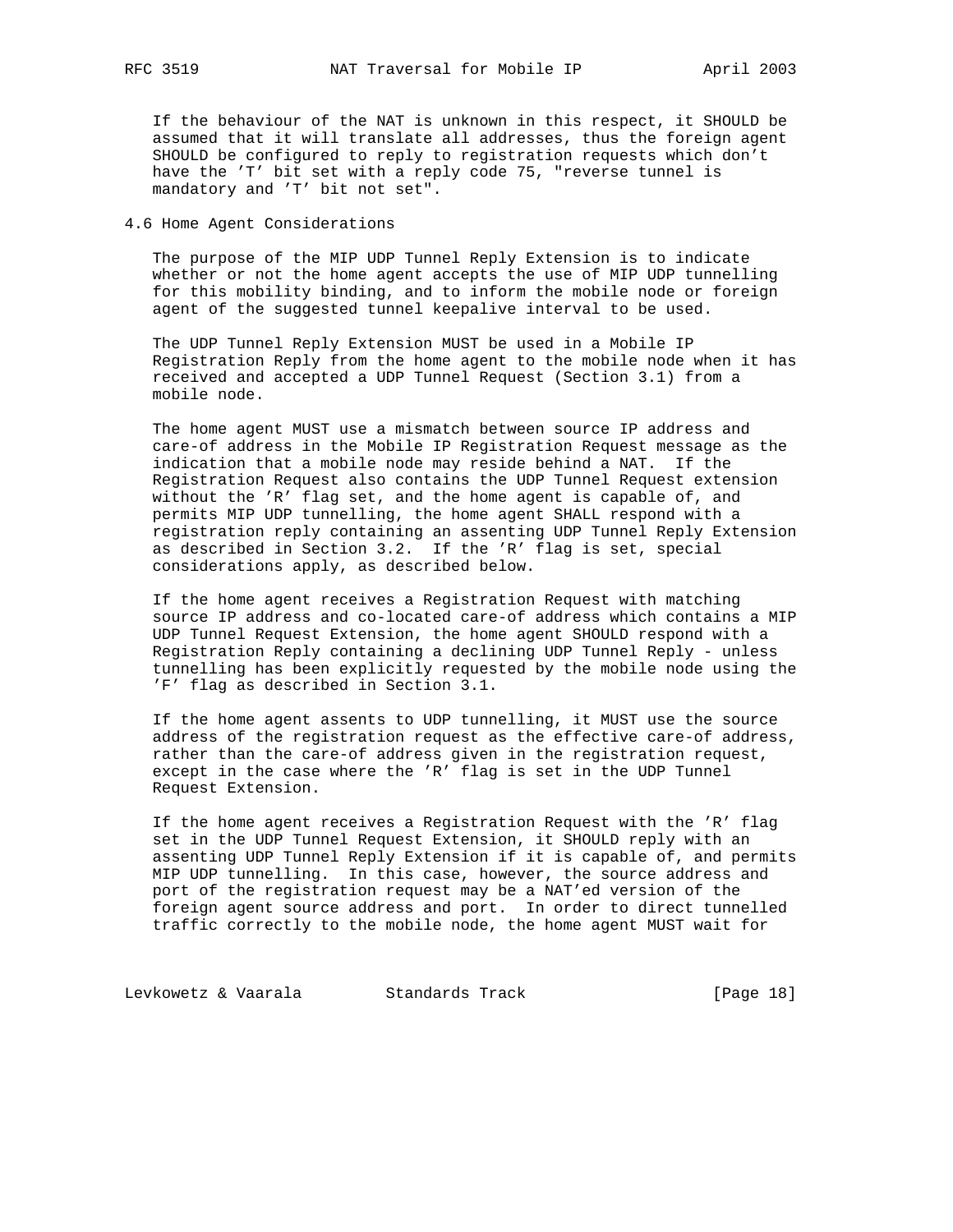If the behaviour of the NAT is unknown in this respect, it SHOULD be assumed that it will translate all addresses, thus the foreign agent SHOULD be configured to reply to registration requests which don't have the 'T' bit set with a reply code 75, "reverse tunnel is mandatory and 'T' bit not set".

### 4.6 Home Agent Considerations

The purpose of the MIP UDP Tunnel Reply Extension is to indicate whether or not the home agent accepts the use of MIP UDP tunnelling for this mobility binding, and to inform the mobile node or foreign agent of the suggested tunnel keepalive interval to be used.

The UDP Tunnel Reply Extension MUST be used in a Mobile IP Registration Reply from the home agent to the mobile node when it has received and accepted a UDP Tunnel Request (Section 3.1) from a mobile node.

The home agent MUST use a mismatch between source IP address and care-of address in the Mobile IP Registration Request message as the indication that a mobile node may reside behind a NAT. If the Registration Request also contains the UDP Tunnel Request extension without the 'R' flag set, and the home agent is capable of, and permits MIP UDP tunnelling, the home agent SHALL respond with a registration reply containing an assenting UDP Tunnel Reply Extension as described in Section 3.2. If the 'R' flag is set, special considerations apply, as described below.

If the home agent receives a Registration Request with matching source IP address and co-located care-of address which contains a MIP UDP Tunnel Request Extension, the home agent SHOULD respond with a Registration Reply containing a declining UDP Tunnel Reply - unless tunnelling has been explicitly requested by the mobile node using the 'F' flag as described in Section 3.1.

If the home agent assents to UDP tunnelling, it MUST use the source address of the registration request as the effective care-of address, rather than the care-of address given in the registration request, except in the case where the 'R' flag is set in the UDP Tunnel Request Extension.

If the home agent receives a Registration Request with the 'R' flag set in the UDP Tunnel Request Extension, it SHOULD reply with an assenting UDP Tunnel Reply Extension if it is capable of, and permits MIP UDP tunnelling. In this case, however, the source address and port of the registration request may be a NAT'ed version of the foreign agent source address and port. In order to direct tunnelled traffic correctly to the mobile node, the home agent MUST wait for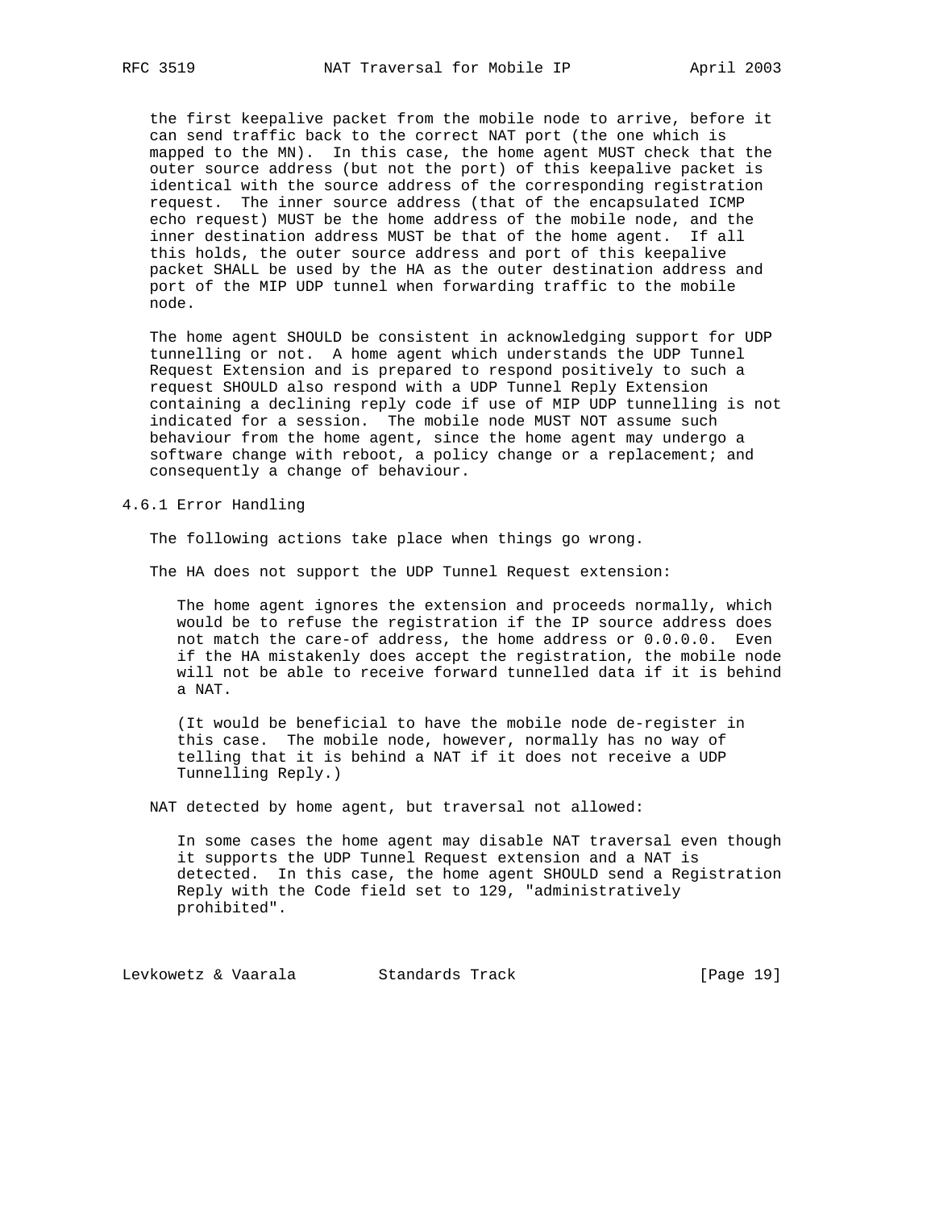the first keepalive packet from the mobile node to arrive, before it can send traffic back to the correct NAT port (the one which is mapped to the MN). In this case, the home agent MUST check that the outer source address (but not the port) of this keepalive packet is identical with the source address of the corresponding registration request. The inner source address (that of the encapsulated ICMP echo request) MUST be the home address of the mobile node, and the inner destination address MUST be that of the home agent. If all this holds, the outer source address and port of this keepalive packet SHALL be used by the HA as the outer destination address and port of the MIP UDP tunnel when forwarding traffic to the mobile node.

The home agent SHOULD be consistent in acknowledging support for UDP tunnelling or not. A home agent which understands the UDP Tunnel Request Extension and is prepared to respond positively to such a request SHOULD also respond with a UDP Tunnel Reply Extension containing a declining reply code if use of MIP UDP tunnelling is not indicated for a session. The mobile node MUST NOT assume such behaviour from the home agent, since the home agent may undergo a software change with reboot, a policy change or a replacement; and consequently a change of behaviour.

### 4.6.1 Error Handling

The following actions take place when things go wrong.

The HA does not support the UDP Tunnel Request extension:

The home agent ignores the extension and proceeds normally, which would be to refuse the registration if the IP source address does not match the care-of address, the home address or 0.0.0.0. Even if the HA mistakenly does accept the registration, the mobile node will not be able to receive forward tunnelled data if it is behind a NAT.

(It would be beneficial to have the mobile node de-register in this case. The mobile node, however, normally has no way of telling that it is behind a NAT if it does not receive a UDP Tunnelling Reply.)

NAT detected by home agent, but traversal not allowed:

In some cases the home agent may disable NAT traversal even though it supports the UDP Tunnel Request extension and a NAT is detected. In this case, the home agent SHOULD send a Registration Reply with the Code field set to 129, "administratively prohibited".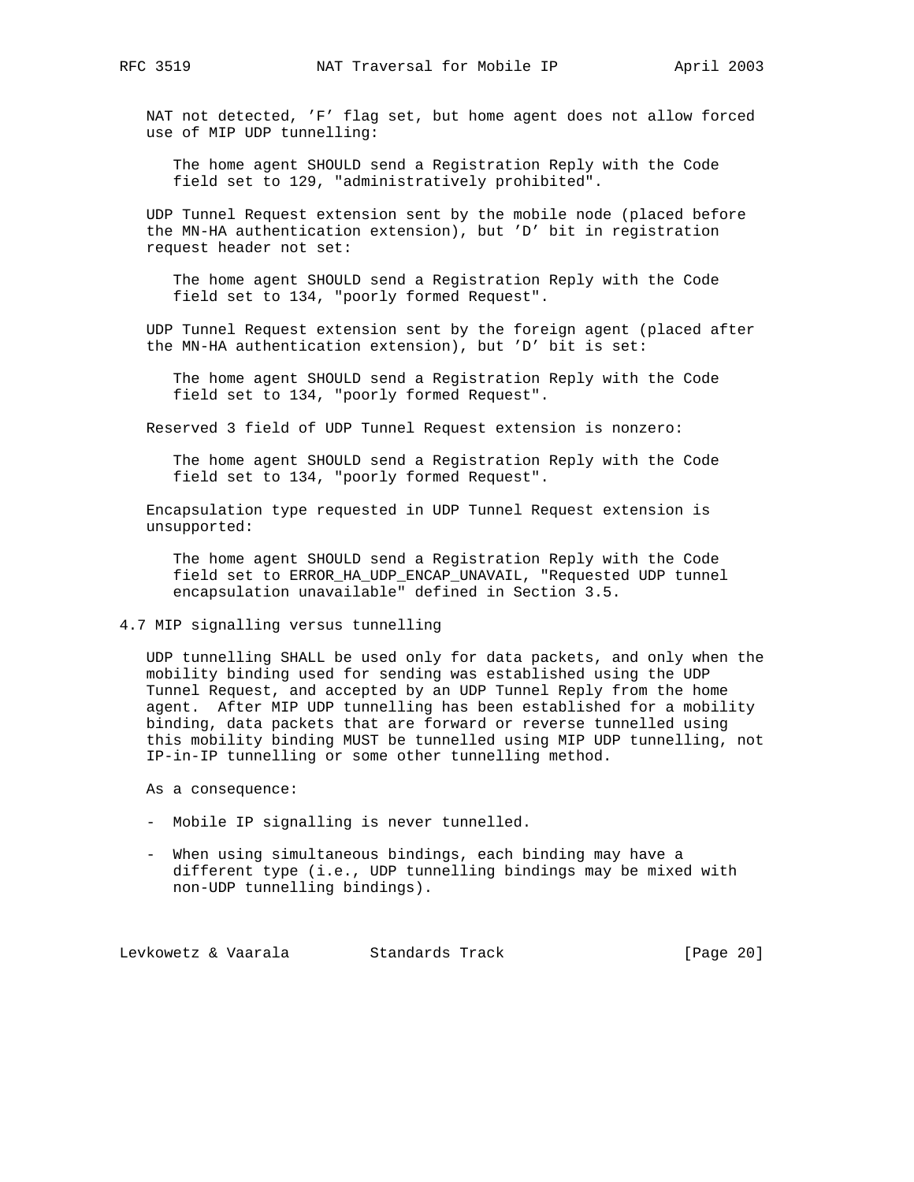NAT not detected, 'F' flag set, but home agent does not allow forced use of MIP UDP tunnelling:

The home agent SHOULD send a Registration Reply with the Code field set to 129, "administratively prohibited".

UDP Tunnel Request extension sent by the mobile node (placed before the MN-HA authentication extension), but 'D' bit in registration request header not set:

The home agent SHOULD send a Registration Reply with the Code field set to 134, "poorly formed Request".

UDP Tunnel Request extension sent by the foreign agent (placed after the MN-HA authentication extension), but 'D' bit is set:

The home agent SHOULD send a Registration Reply with the Code field set to 134, "poorly formed Request".

Reserved 3 field of UDP Tunnel Request extension is nonzero:

The home agent SHOULD send a Registration Reply with the Code field set to 134, "poorly formed Request".

Encapsulation type requested in UDP Tunnel Request extension is unsupported:

The home agent SHOULD send a Registration Reply with the Code field set to ERROR_HA_UDP_ENCAP_UNAVAIL, "Requested UDP tunnel encapsulation unavailable" defined in Section 3.5.

## 4.7 MIP signalling versus tunnelling

UDP tunnelling SHALL be used only for data packets, and only when the mobility binding used for sending was established using the UDP Tunnel Request, and accepted by an UDP Tunnel Reply from the home agent. After MIP UDP tunnelling has been established for a mobility binding, data packets that are forward or reverse tunnelled using this mobility binding MUST be tunnelled using MIP UDP tunnelling, not IP-in-IP tunnelling or some other tunnelling method.

As a consequence:

- Mobile IP signalling is never tunnelled.
- When using simultaneous bindings, each binding may have a different type (i.e., UDP tunnelling bindings may be mixed with non-UDP tunnelling bindings).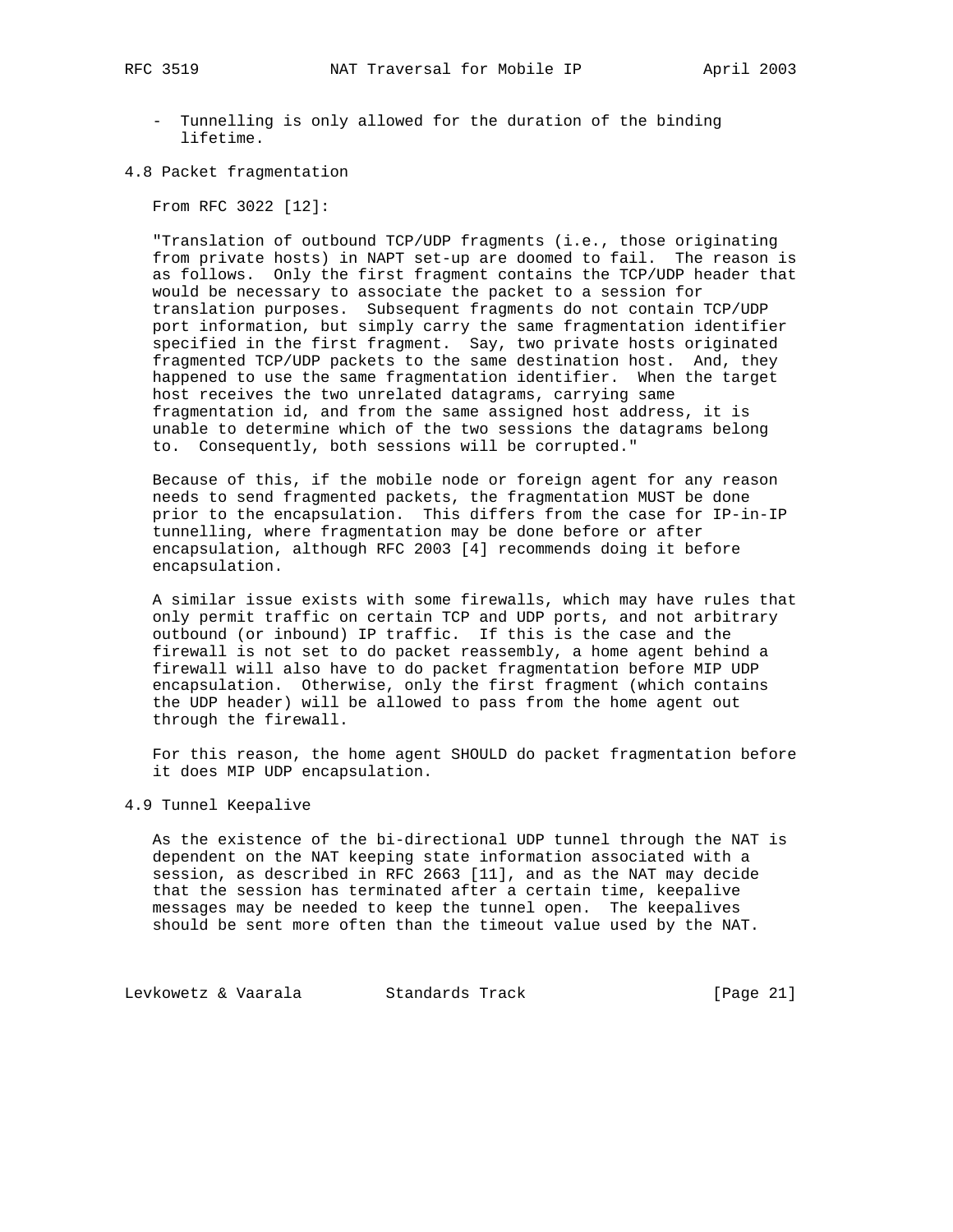- Tunnelling is only allowed for the duration of the binding lifetime.

### 4.8 Packet fragmentation

From RFC 3022 [12]:

"Translation of outbound TCP/UDP fragments (i.e., those originating from private hosts) in NAPT set-up are doomed to fail. The reason is as follows. Only the first fragment contains the TCP/UDP header that would be necessary to associate the packet to a session for translation purposes. Subsequent fragments do not contain TCP/UDP port information, but simply carry the same fragmentation identifier specified in the first fragment. Say, two private hosts originated fragmented TCP/UDP packets to the same destination host. And, they happened to use the same fragmentation identifier. When the target host receives the two unrelated datagrams, carrying same fragmentation id, and from the same assigned host address, it is unable to determine which of the two sessions the datagrams belong to. Consequently, both sessions will be corrupted."

Because of this, if the mobile node or foreign agent for any reason needs to send fragmented packets, the fragmentation MUST be done prior to the encapsulation. This differs from the case for IP-in-IP tunnelling, where fragmentation may be done before or after encapsulation, although RFC 2003 [4] recommends doing it before encapsulation.

A similar issue exists with some firewalls, which may have rules that only permit traffic on certain TCP and UDP ports, and not arbitrary outbound (or inbound) IP traffic. If this is the case and the firewall is not set to do packet reassembly, a home agent behind a firewall will also have to do packet fragmentation before MIP UDP encapsulation. Otherwise, only the first fragment (which contains the UDP header) will be allowed to pass from the home agent out through the firewall.

For this reason, the home agent SHOULD do packet fragmentation before it does MIP UDP encapsulation.

### 4.9 Tunnel Keepalive

As the existence of the bi-directional UDP tunnel through the NAT is dependent on the NAT keeping state information associated with a session, as described in RFC 2663 [11], and as the NAT may decide that the session has terminated after a certain time, keepalive messages may be needed to keep the tunnel open. The keepalives should be sent more often than the timeout value used by the NAT.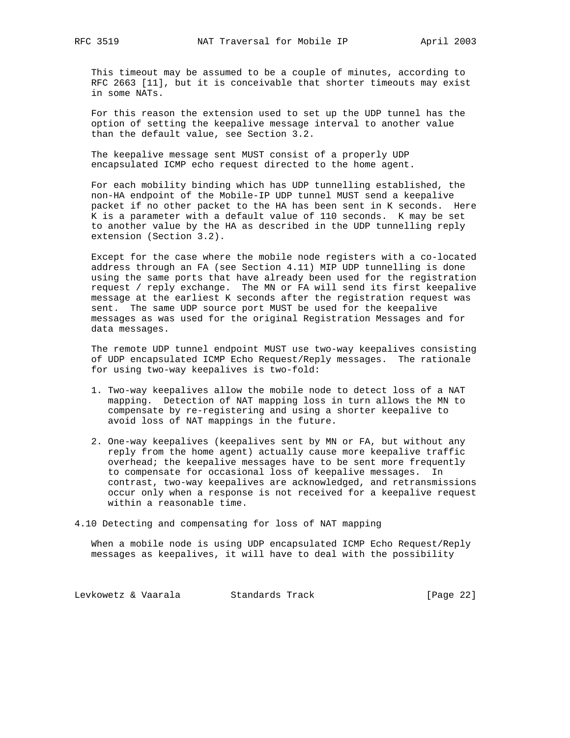This timeout may be assumed to be a couple of minutes, according to RFC 2663 [11], but it is conceivable that shorter timeouts may exist in some NATs.

For this reason the extension used to set up the UDP tunnel has the option of setting the keepalive message interval to another value than the default value, see Section 3.2.

The keepalive message sent MUST consist of a properly UDP encapsulated ICMP echo request directed to the home agent.

For each mobility binding which has UDP tunnelling established, the non-HA endpoint of the Mobile-IP UDP tunnel MUST send a keepalive packet if no other packet to the HA has been sent in K seconds. Here K is a parameter with a default value of 110 seconds. K may be set to another value by the HA as described in the UDP tunnelling reply extension (Section 3.2).

Except for the case where the mobile node registers with a co-located address through an FA (see Section 4.11) MIP UDP tunnelling is done using the same ports that have already been used for the registration request / reply exchange. The MN or FA will send its first keepalive message at the earliest K seconds after the registration request was sent. The same UDP source port MUST be used for the keepalive messages as was used for the original Registration Messages and for data messages.

The remote UDP tunnel endpoint MUST use two-way keepalives consisting of UDP encapsulated ICMP Echo Request/Reply messages. The rationale for using two-way keepalives is two-fold:

1. Two-way keepalives allow the mobile node to detect loss of a NAT mapping. Detection of NAT mapping loss in turn allows the MN to compensate by re-registering and using a shorter keepalive to avoid loss of NAT mappings in the future.

2. One-way keepalives (keepalives sent by MN or FA, but without any reply from the home agent) actually cause more keepalive traffic overhead; the keepalive messages have to be sent more frequently to compensate for occasional loss of keepalive messages. In contrast, two-way keepalives are acknowledged, and retransmissions occur only when a response is not received for a keepalive request within a reasonable time.

### 4.10 Detecting and compensating for loss of NAT mapping

When a mobile node is using UDP encapsulated ICMP Echo Request/Reply messages as keepalives, it will have to deal with the possibility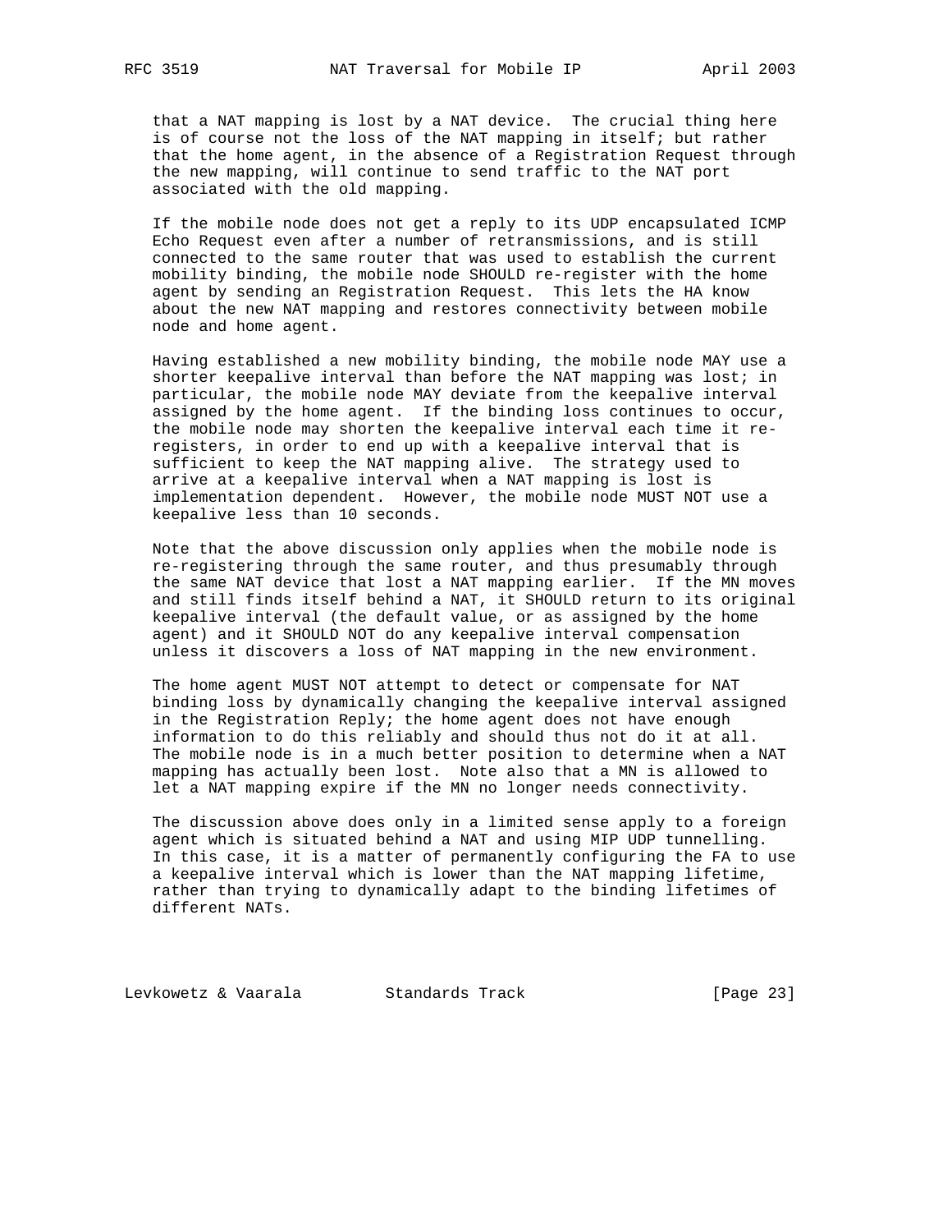that a NAT mapping is lost by a NAT device. The crucial thing here is of course not the loss of the NAT mapping in itself; but rather that the home agent, in the absence of a Registration Request through the new mapping, will continue to send traffic to the NAT port associated with the old mapping.

If the mobile node does not get a reply to its UDP encapsulated ICMP Echo Request even after a number of retransmissions, and is still connected to the same router that was used to establish the current mobility binding, the mobile node SHOULD re-register with the home agent by sending an Registration Request. This lets the HA know about the new NAT mapping and restores connectivity between mobile node and home agent.

Having established a new mobility binding, the mobile node MAY use a shorter keepalive interval than before the NAT mapping was lost; in particular, the mobile node MAY deviate from the keepalive interval assigned by the home agent. If the binding loss continues to occur, the mobile node may shorten the keepalive interval each time it re-registers, in order to end up with a keepalive interval that is sufficient to keep the NAT mapping alive. The strategy used to arrive at a keepalive interval when a NAT mapping is lost is implementation dependent. However, the mobile node MUST NOT use a keepalive less than 10 seconds.

Note that the above discussion only applies when the mobile node is re-registering through the same router, and thus presumably through the same NAT device that lost a NAT mapping earlier. If the MN moves and still finds itself behind a NAT, it SHOULD return to its original keepalive interval (the default value, or as assigned by the home agent) and it SHOULD NOT do any keepalive interval compensation unless it discovers a loss of NAT mapping in the new environment.

The home agent MUST NOT attempt to detect or compensate for NAT binding loss by dynamically changing the keepalive interval assigned in the Registration Reply; the home agent does not have enough information to do this reliably and should thus not do it at all. The mobile node is in a much better position to determine when a NAT mapping has actually been lost. Note also that a MN is allowed to let a NAT mapping expire if the MN no longer needs connectivity.

The discussion above does only in a limited sense apply to a foreign agent which is situated behind a NAT and using MIP UDP tunnelling. In this case, it is a matter of permanently configuring the FA to use a keepalive interval which is lower than the NAT mapping lifetime, rather than trying to dynamically adapt to the binding lifetimes of different NATs.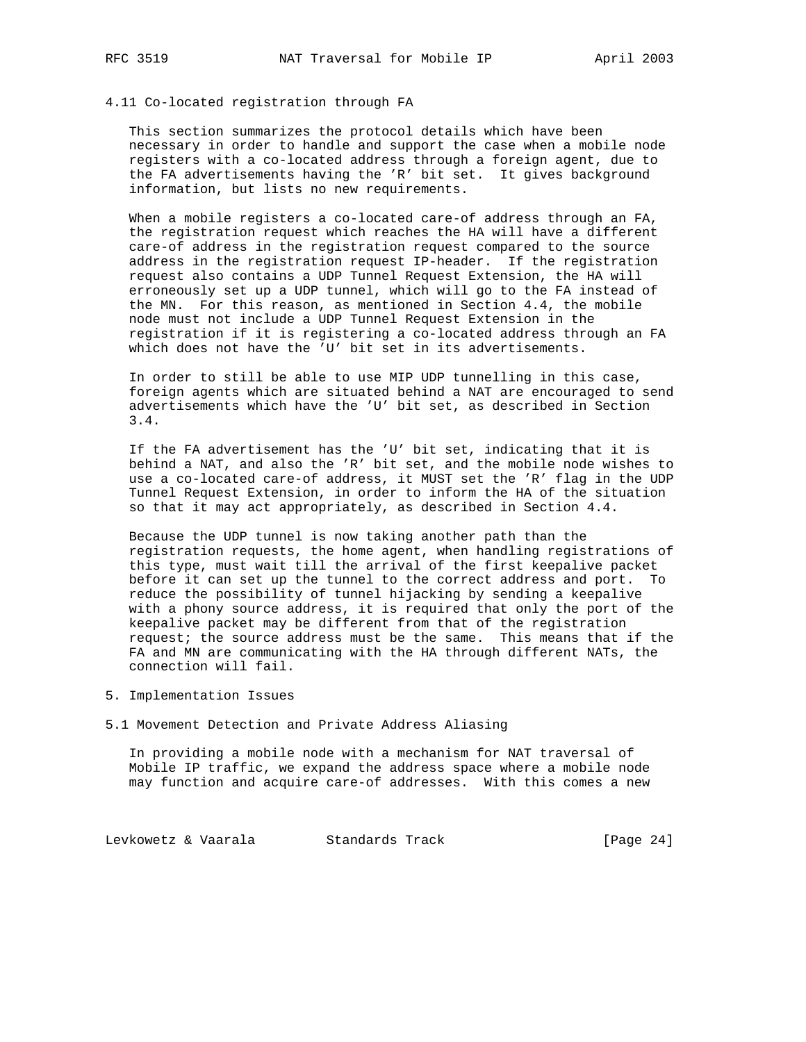### 4.11 Co-located registration through FA

This section summarizes the protocol details which have been necessary in order to handle and support the case when a mobile node registers with a co-located address through a foreign agent, due to the FA advertisements having the 'R' bit set. It gives background information, but lists no new requirements.

When a mobile registers a co-located care-of address through an FA, the registration request which reaches the HA will have a different care-of address in the registration request compared to the source address in the registration request IP-header. If the registration request also contains a UDP Tunnel Request Extension, the HA will erroneously set up a UDP tunnel, which will go to the FA instead of the MN. For this reason, as mentioned in Section 4.4, the mobile node must not include a UDP Tunnel Request Extension in the registration if it is registering a co-located address through an FA which does not have the 'U' bit set in its advertisements.

In order to still be able to use MIP UDP tunnelling in this case, foreign agents which are situated behind a NAT are encouraged to send advertisements which have the 'U' bit set, as described in Section 3.4.

If the FA advertisement has the 'U' bit set, indicating that it is behind a NAT, and also the 'R' bit set, and the mobile node wishes to use a co-located care-of address, it MUST set the 'R' flag in the UDP Tunnel Request Extension, in order to inform the HA of the situation so that it may act appropriately, as described in Section 4.4.

Because the UDP tunnel is now taking another path than the registration requests, the home agent, when handling registrations of this type, must wait till the arrival of the first keepalive packet before it can set up the tunnel to the correct address and port. To reduce the possibility of tunnel hijacking by sending a keepalive with a phony source address, it is required that only the port of the keepalive packet may be different from that of the registration request; the source address must be the same. This means that if the FA and MN are communicating with the HA through different NATs, the connection will fail.

## 5. Implementation Issues

### 5.1 Movement Detection and Private Address Aliasing

In providing a mobile node with a mechanism for NAT traversal of Mobile IP traffic, we expand the address space where a mobile node may function and acquire care-of addresses. With this comes a new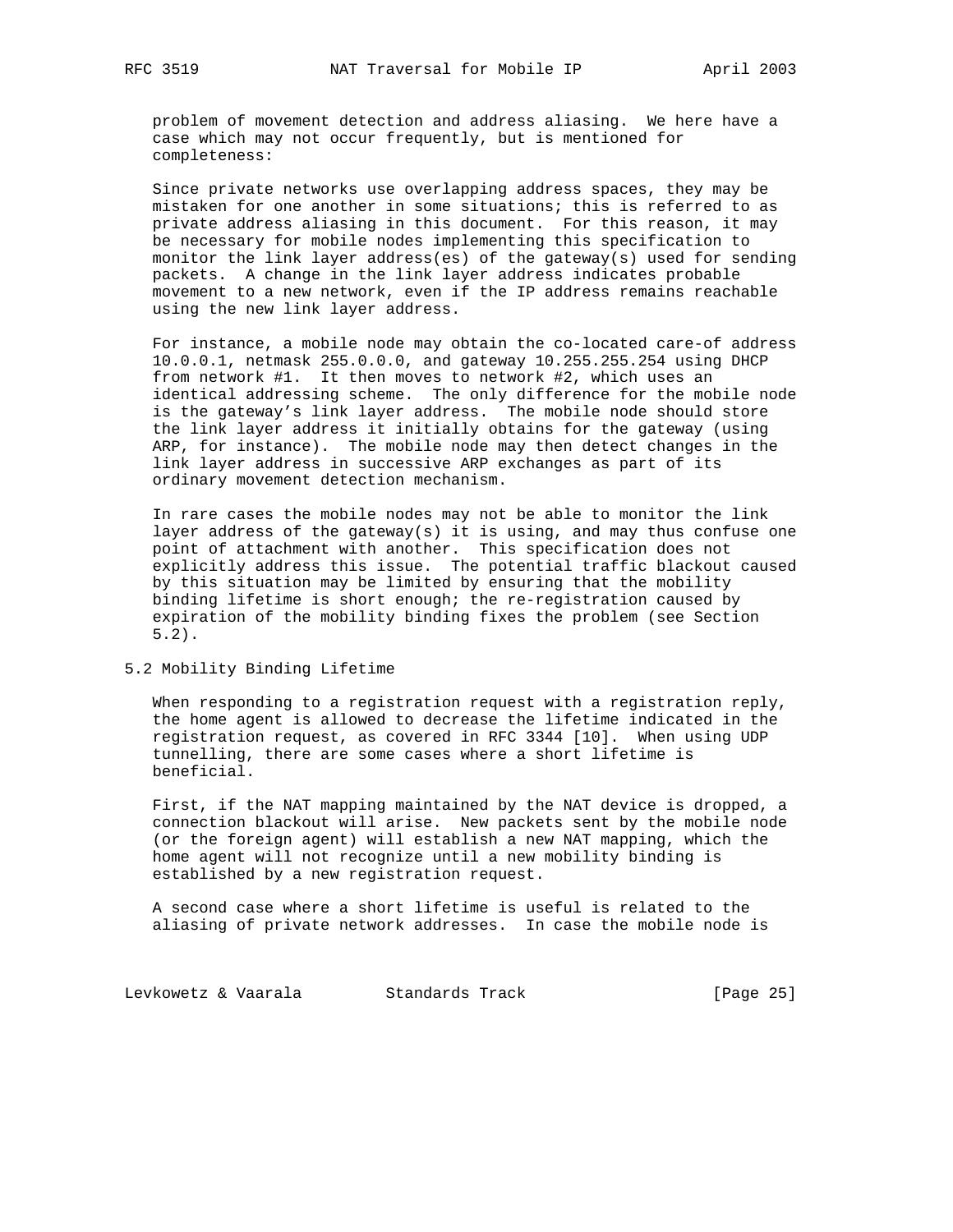problem of movement detection and address aliasing. We here have a case which may not occur frequently, but is mentioned for completeness:

Since private networks use overlapping address spaces, they may be mistaken for one another in some situations; this is referred to as private address aliasing in this document. For this reason, it may be necessary for mobile nodes implementing this specification to monitor the link layer address(es) of the gateway(s) used for sending packets. A change in the link layer address indicates probable movement to a new network, even if the IP address remains reachable using the new link layer address.

For instance, a mobile node may obtain the co-located care-of address 10.0.0.1, netmask 255.0.0.0, and gateway 10.255.255.254 using DHCP from network #1. It then moves to network #2, which uses an identical addressing scheme. The only difference for the mobile node is the gateway's link layer address. The mobile node should store the link layer address it initially obtains for the gateway (using ARP, for instance). The mobile node may then detect changes in the link layer address in successive ARP exchanges as part of its ordinary movement detection mechanism.

In rare cases the mobile nodes may not be able to monitor the link layer address of the gateway(s) it is using, and may thus confuse one point of attachment with another. This specification does not explicitly address this issue. The potential traffic blackout caused by this situation may be limited by ensuring that the mobility binding lifetime is short enough; the re-registration caused by expiration of the mobility binding fixes the problem (see Section 5.2).

## 5.2 Mobility Binding Lifetime

When responding to a registration request with a registration reply, the home agent is allowed to decrease the lifetime indicated in the registration request, as covered in RFC 3344 [10]. When using UDP tunnelling, there are some cases where a short lifetime is beneficial.

First, if the NAT mapping maintained by the NAT device is dropped, a connection blackout will arise. New packets sent by the mobile node (or the foreign agent) will establish a new NAT mapping, which the home agent will not recognize until a new mobility binding is established by a new registration request.

A second case where a short lifetime is useful is related to the aliasing of private network addresses. In case the mobile node is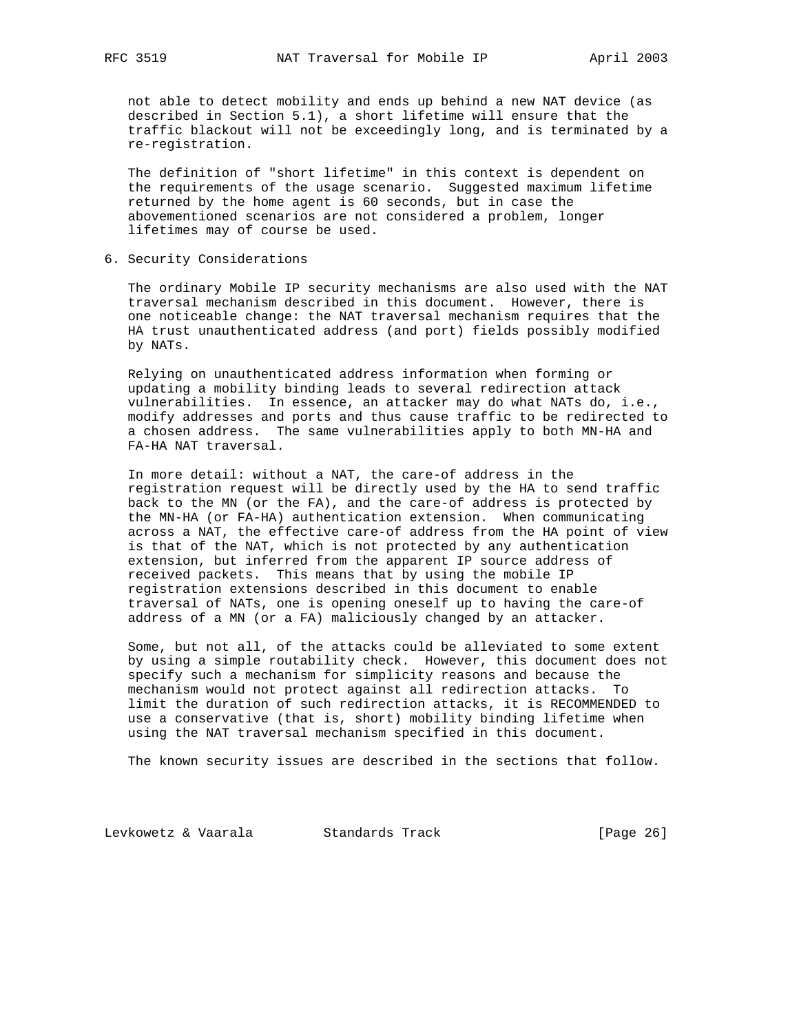not able to detect mobility and ends up behind a new NAT device (as described in Section 5.1), a short lifetime will ensure that the traffic blackout will not be exceedingly long, and is terminated by a re-registration.

The definition of "short lifetime" in this context is dependent on the requirements of the usage scenario. Suggested maximum lifetime returned by the home agent is 60 seconds, but in case the abovementioned scenarios are not considered a problem, longer lifetimes may of course be used.

## 6. Security Considerations

The ordinary Mobile IP security mechanisms are also used with the NAT traversal mechanism described in this document. However, there is one noticeable change: the NAT traversal mechanism requires that the HA trust unauthenticated address (and port) fields possibly modified by NATs.

Relying on unauthenticated address information when forming or updating a mobility binding leads to several redirection attack vulnerabilities. In essence, an attacker may do what NATs do, i.e., modify addresses and ports and thus cause traffic to be redirected to a chosen address. The same vulnerabilities apply to both MN-HA and FA-HA NAT traversal.

In more detail: without a NAT, the care-of address in the registration request will be directly used by the HA to send traffic back to the MN (or the FA), and the care-of address is protected by the MN-HA (or FA-HA) authentication extension. When communicating across a NAT, the effective care-of address from the HA point of view is that of the NAT, which is not protected by any authentication extension, but inferred from the apparent IP source address of received packets. This means that by using the mobile IP registration extensions described in this document to enable traversal of NATs, one is opening oneself up to having the care-of address of a MN (or a FA) maliciously changed by an attacker.

Some, but not all, of the attacks could be alleviated to some extent by using a simple routability check. However, this document does not specify such a mechanism for simplicity reasons and because the mechanism would not protect against all redirection attacks. To limit the duration of such redirection attacks, it is RECOMMENDED to use a conservative (that is, short) mobility binding lifetime when using the NAT traversal mechanism specified in this document.

The known security issues are described in the sections that follow.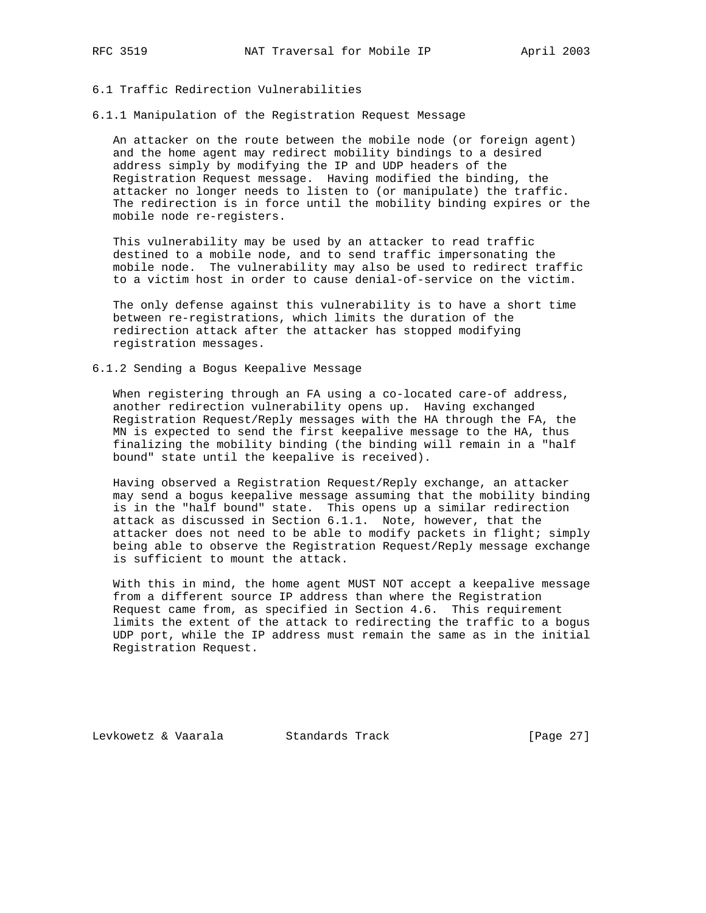### 6.1 Traffic Redirection Vulnerabilities

#### 6.1.1 Manipulation of the Registration Request Message

An attacker on the route between the mobile node (or foreign agent) and the home agent may redirect mobility bindings to a desired address simply by modifying the IP and UDP headers of the Registration Request message. Having modified the binding, the attacker no longer needs to listen to (or manipulate) the traffic. The redirection is in force until the mobility binding expires or the mobile node re-registers.

This vulnerability may be used by an attacker to read traffic destined to a mobile node, and to send traffic impersonating the mobile node. The vulnerability may also be used to redirect traffic to a victim host in order to cause denial-of-service on the victim.

The only defense against this vulnerability is to have a short time between re-registrations, which limits the duration of the redirection attack after the attacker has stopped modifying registration messages.

#### 6.1.2 Sending a Bogus Keepalive Message

When registering through an FA using a co-located care-of address, another redirection vulnerability opens up. Having exchanged Registration Request/Reply messages with the HA through the FA, the MN is expected to send the first keepalive message to the HA, thus finalizing the mobility binding (the binding will remain in a "half bound" state until the keepalive is received).

Having observed a Registration Request/Reply exchange, an attacker may send a bogus keepalive message assuming that the mobility binding is in the "half bound" state. This opens up a similar redirection attack as discussed in Section 6.1.1. Note, however, that the attacker does not need to be able to modify packets in flight; simply being able to observe the Registration Request/Reply message exchange is sufficient to mount the attack.

With this in mind, the home agent MUST NOT accept a keepalive message from a different source IP address than where the Registration Request came from, as specified in Section 4.6. This requirement limits the extent of the attack to redirecting the traffic to a bogus UDP port, while the IP address must remain the same as in the initial Registration Request.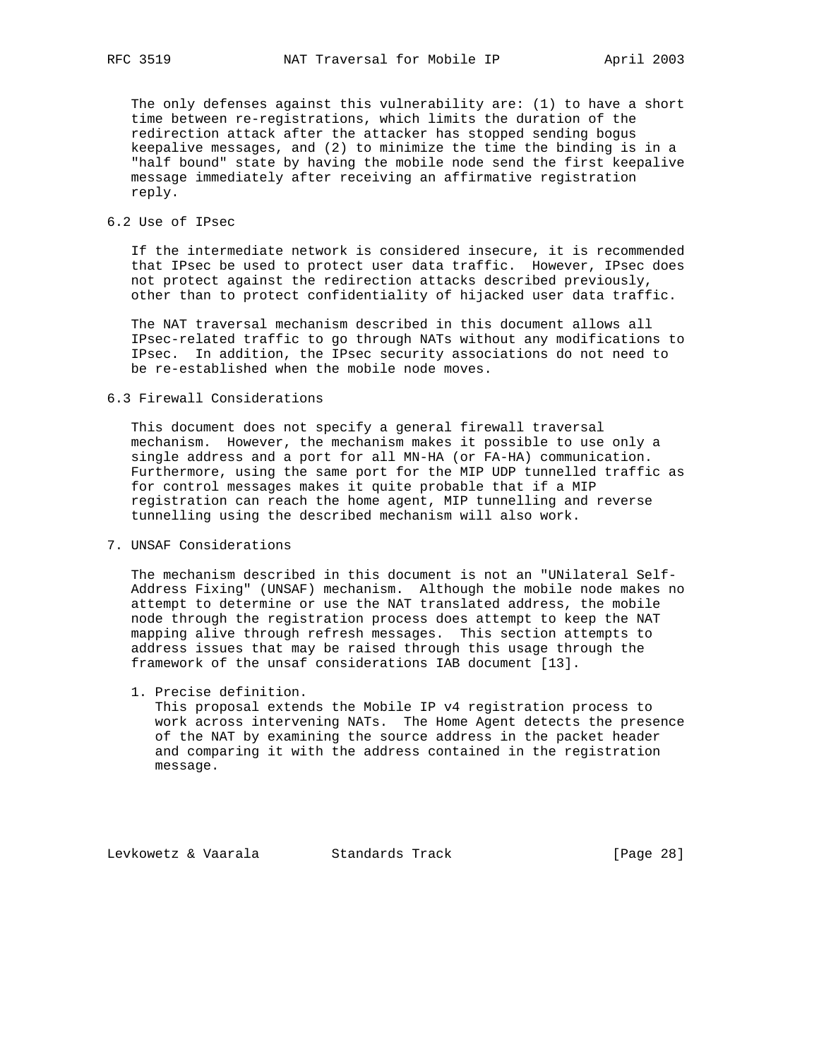The only defenses against this vulnerability are: (1) to have a short time between re-registrations, which limits the duration of the redirection attack after the attacker has stopped sending bogus keepalive messages, and (2) to minimize the time the binding is in a "half bound" state by having the mobile node send the first keepalive message immediately after receiving an affirmative registration reply.

## 6.2 Use of IPsec

If the intermediate network is considered insecure, it is recommended that IPsec be used to protect user data traffic. However, IPsec does not protect against the redirection attacks described previously, other than to protect confidentiality of hijacked user data traffic.

The NAT traversal mechanism described in this document allows all IPsec-related traffic to go through NATs without any modifications to IPsec. In addition, the IPsec security associations do not need to be re-established when the mobile node moves.

## 6.3 Firewall Considerations

This document does not specify a general firewall traversal mechanism. However, the mechanism makes it possible to use only a single address and a port for all MN-HA (or FA-HA) communication. Furthermore, using the same port for the MIP UDP tunnelled traffic as for control messages makes it quite probable that if a MIP registration can reach the home agent, MIP tunnelling and reverse tunnelling using the described mechanism will also work.

# 7. UNSAF Considerations

The mechanism described in this document is not an "UNilateral Self-Address Fixing" (UNSAF) mechanism. Although the mobile node makes no attempt to determine or use the NAT translated address, the mobile node through the registration process does attempt to keep the NAT mapping alive through refresh messages. This section attempts to address issues that may be raised through this usage through the framework of the unsaf considerations IAB document [13].

1. Precise definition.
   This proposal extends the Mobile IP v4 registration process to work across intervening NATs. The Home Agent detects the presence of the NAT by examining the source address in the packet header and comparing it with the address contained in the registration message.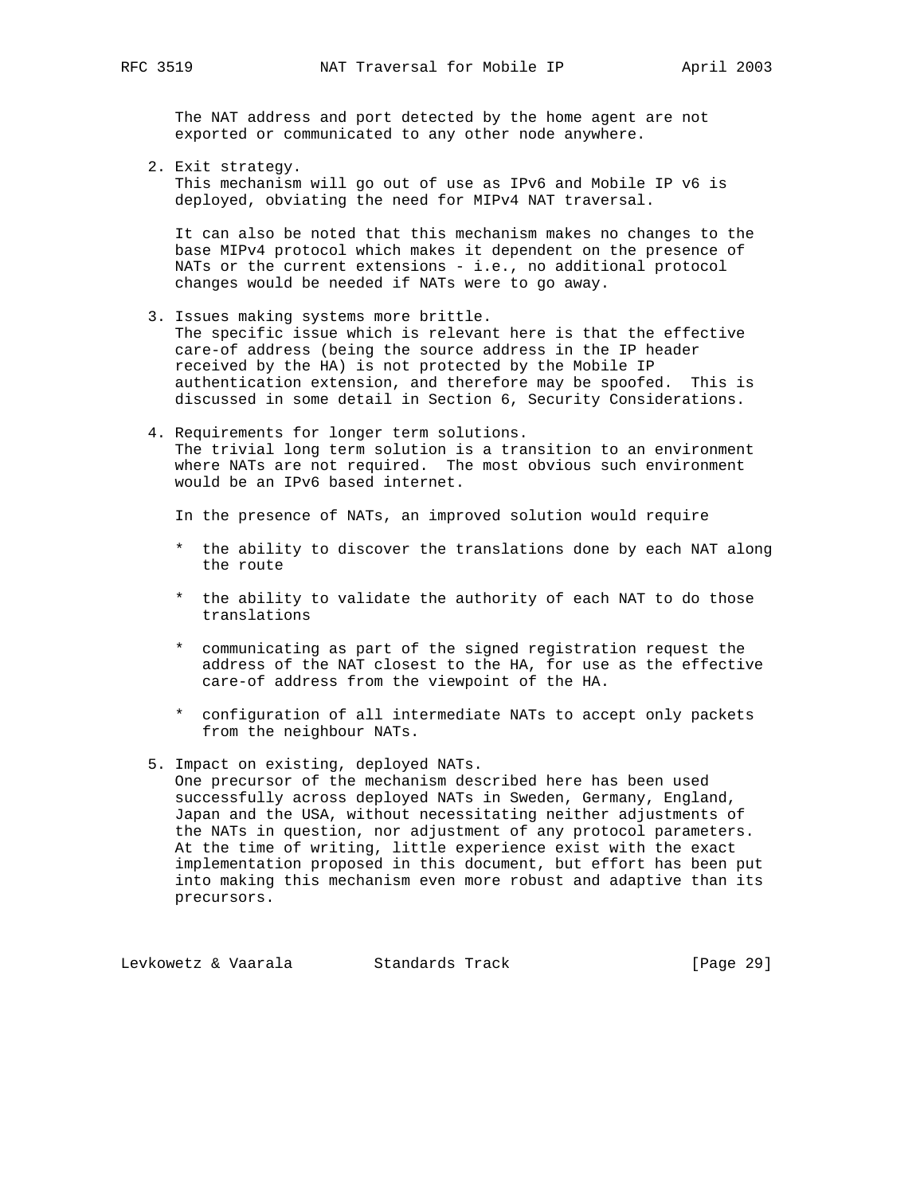The NAT address and port detected by the home agent are not exported or communicated to any other node anywhere.

2. Exit strategy.
   This mechanism will go out of use as IPv6 and Mobile IP v6 is deployed, obviating the need for MIPv4 NAT traversal.

   It can also be noted that this mechanism makes no changes to the base MIPv4 protocol which makes it dependent on the presence of NATs or the current extensions - i.e., no additional protocol changes would be needed if NATs were to go away.

3. Issues making systems more brittle.
   The specific issue which is relevant here is that the effective care-of address (being the source address in the IP header received by the HA) is not protected by the Mobile IP authentication extension, and therefore may be spoofed. This is discussed in some detail in Section 6, Security Considerations.

4. Requirements for longer term solutions.
   The trivial long term solution is a transition to an environment where NATs are not required. The most obvious such environment would be an IPv6 based internet.

   In the presence of NATs, an improved solution would require

   * the ability to discover the translations done by each NAT along the route

   * the ability to validate the authority of each NAT to do those translations

   * communicating as part of the signed registration request the address of the NAT closest to the HA, for use as the effective care-of address from the viewpoint of the HA.

   * configuration of all intermediate NATs to accept only packets from the neighbour NATs.

5. Impact on existing, deployed NATs.
   One precursor of the mechanism described here has been used successfully across deployed NATs in Sweden, Germany, England, Japan and the USA, without necessitating neither adjustments of the NATs in question, nor adjustment of any protocol parameters. At the time of writing, little experience exist with the exact implementation proposed in this document, but effort has been put into making this mechanism even more robust and adaptive than its precursors.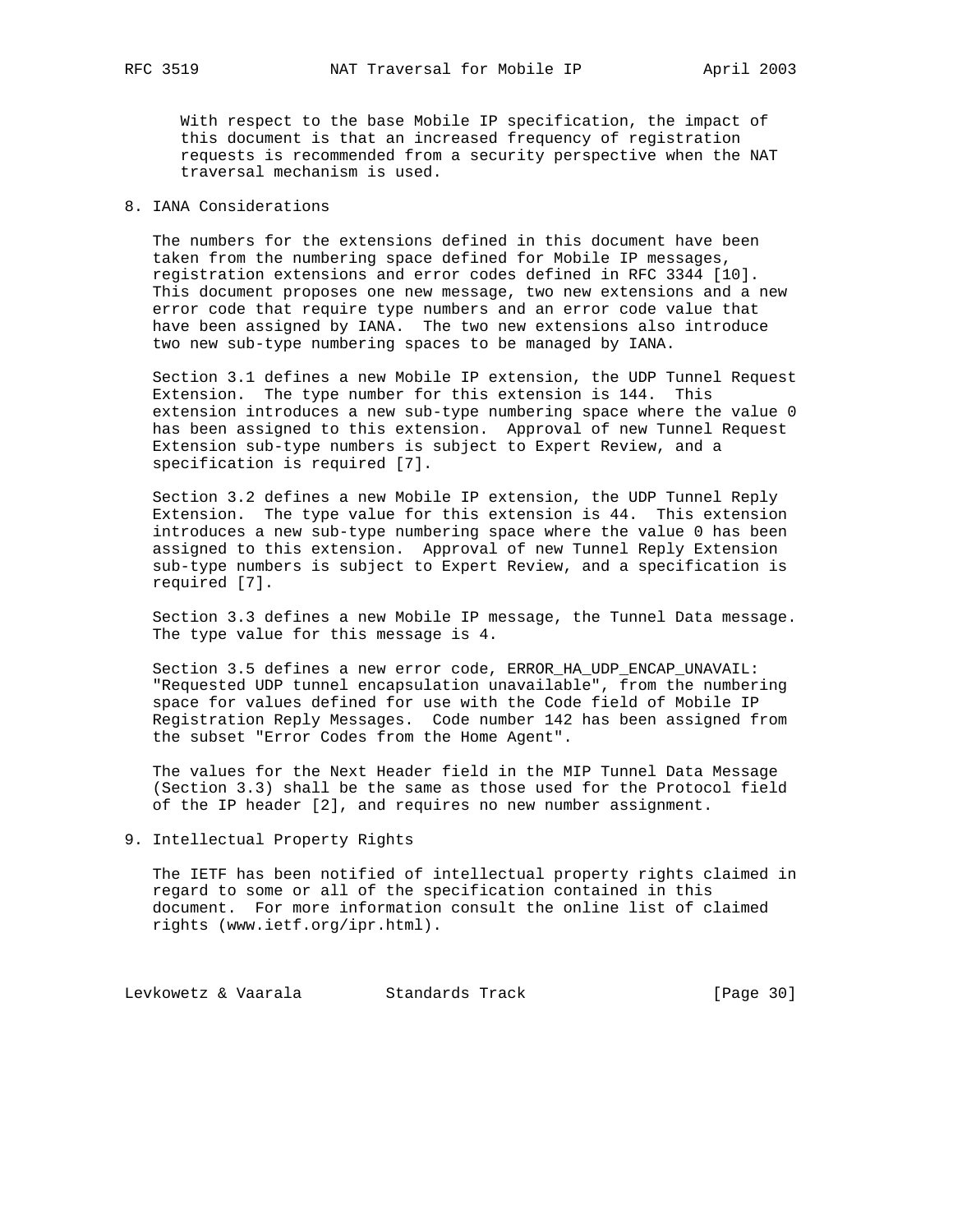With respect to the base Mobile IP specification, the impact of this document is that an increased frequency of registration requests is recommended from a security perspective when the NAT traversal mechanism is used.

## 8. IANA Considerations

The numbers for the extensions defined in this document have been taken from the numbering space defined for Mobile IP messages, registration extensions and error codes defined in RFC 3344 [10]. This document proposes one new message, two new extensions and a new error code that require type numbers and an error code value that have been assigned by IANA. The two new extensions also introduce two new sub-type numbering spaces to be managed by IANA.

Section 3.1 defines a new Mobile IP extension, the UDP Tunnel Request Extension. The type number for this extension is 144. This extension introduces a new sub-type numbering space where the value 0 has been assigned to this extension. Approval of new Tunnel Request Extension sub-type numbers is subject to Expert Review, and a specification is required [7].

Section 3.2 defines a new Mobile IP extension, the UDP Tunnel Reply Extension. The type value for this extension is 44. This extension introduces a new sub-type numbering space where the value 0 has been assigned to this extension. Approval of new Tunnel Reply Extension sub-type numbers is subject to Expert Review, and a specification is required [7].

Section 3.3 defines a new Mobile IP message, the Tunnel Data message. The type value for this message is 4.

Section 3.5 defines a new error code, ERROR_HA_UDP_ENCAP_UNAVAIL: "Requested UDP tunnel encapsulation unavailable", from the numbering space for values defined for use with the Code field of Mobile IP Registration Reply Messages. Code number 142 has been assigned from the subset "Error Codes from the Home Agent".

The values for the Next Header field in the MIP Tunnel Data Message (Section 3.3) shall be the same as those used for the Protocol field of the IP header [2], and requires no new number assignment.

## 9. Intellectual Property Rights

The IETF has been notified of intellectual property rights claimed in regard to some or all of the specification contained in this document. For more information consult the online list of claimed rights (www.ietf.org/ipr.html).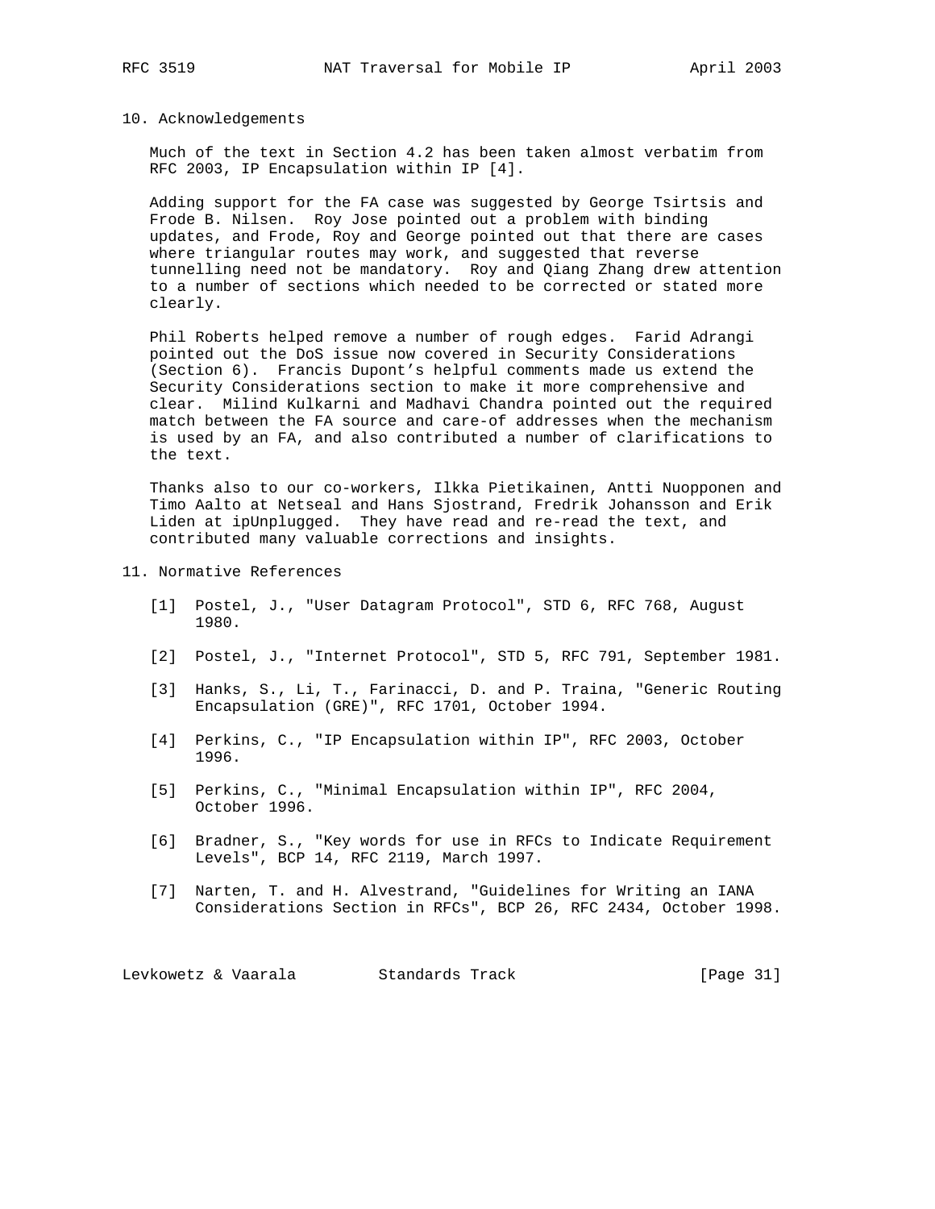## 10. Acknowledgements

Much of the text in Section 4.2 has been taken almost verbatim from RFC 2003, IP Encapsulation within IP [4].

Adding support for the FA case was suggested by George Tsirtsis and Frode B. Nilsen. Roy Jose pointed out a problem with binding updates, and Frode, Roy and George pointed out that there are cases where triangular routes may work, and suggested that reverse tunnelling need not be mandatory. Roy and Qiang Zhang drew attention to a number of sections which needed to be corrected or stated more clearly.

Phil Roberts helped remove a number of rough edges. Farid Adrangi pointed out the DoS issue now covered in Security Considerations (Section 6). Francis Dupont's helpful comments made us extend the Security Considerations section to make it more comprehensive and clear. Milind Kulkarni and Madhavi Chandra pointed out the required match between the FA source and care-of addresses when the mechanism is used by an FA, and also contributed a number of clarifications to the text.

Thanks also to our co-workers, Ilkka Pietikainen, Antti Nuopponen and Timo Aalto at Netseal and Hans Sjostrand, Fredrik Johansson and Erik Liden at ipUnplugged. They have read and re-read the text, and contributed many valuable corrections and insights.

## 11. Normative References

[1] Postel, J., "User Datagram Protocol", STD 6, RFC 768, August 1980.

[2] Postel, J., "Internet Protocol", STD 5, RFC 791, September 1981.

[3] Hanks, S., Li, T., Farinacci, D. and P. Traina, "Generic Routing Encapsulation (GRE)", RFC 1701, October 1994.

[4] Perkins, C., "IP Encapsulation within IP", RFC 2003, October 1996.

[5] Perkins, C., "Minimal Encapsulation within IP", RFC 2004, October 1996.

[6] Bradner, S., "Key words for use in RFCs to Indicate Requirement Levels", BCP 14, RFC 2119, March 1997.

[7] Narten, T. and H. Alvestrand, "Guidelines for Writing an IANA Considerations Section in RFCs", BCP 26, RFC 2434, October 1998.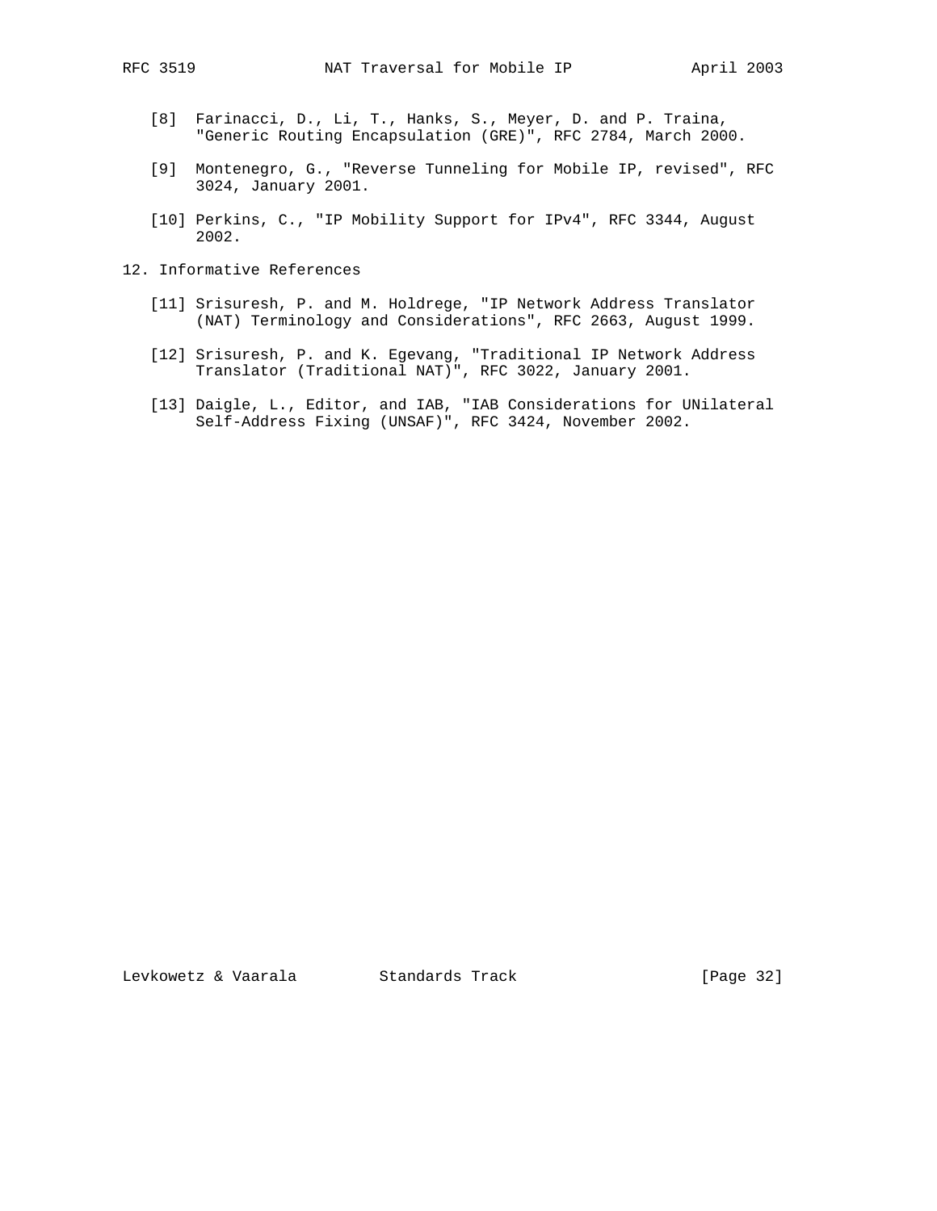[8] Farinacci, D., Li, T., Hanks, S., Meyer, D. and P. Traina, "Generic Routing Encapsulation (GRE)", RFC 2784, March 2000.

[9] Montenegro, G., "Reverse Tunneling for Mobile IP, revised", RFC 3024, January 2001.

[10] Perkins, C., "IP Mobility Support for IPv4", RFC 3344, August 2002.

## 12. Informative References

[11] Srisuresh, P. and M. Holdrege, "IP Network Address Translator (NAT) Terminology and Considerations", RFC 2663, August 1999.

[12] Srisuresh, P. and K. Egevang, "Traditional IP Network Address Translator (Traditional NAT)", RFC 3022, January 2001.

[13] Daigle, L., Editor, and IAB, "IAB Considerations for UNilateral Self-Address Fixing (UNSAF)", RFC 3424, November 2002.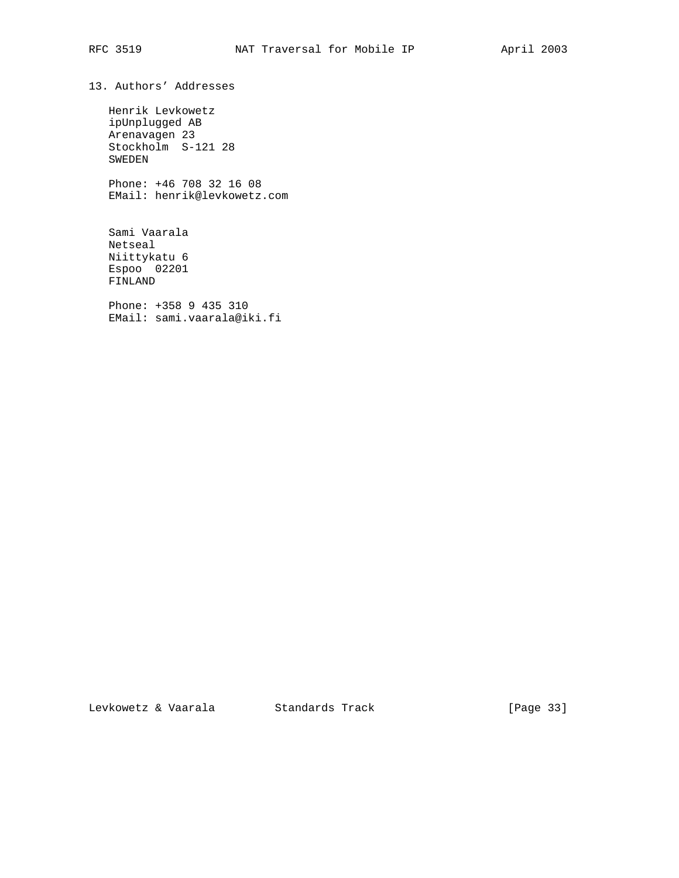## 13. Authors' Addresses

Henrik Levkowetz
ipUnplugged AB
Arenavagen 23
Stockholm  S-121 28
SWEDEN

Phone: +46 708 32 16 08
EMail: henrik@levkowetz.com

Sami Vaarala
Netseal
Niittykatu 6
Espoo  02201
FINLAND

Phone: +358 9 435 310
EMail: sami.vaarala@iki.fi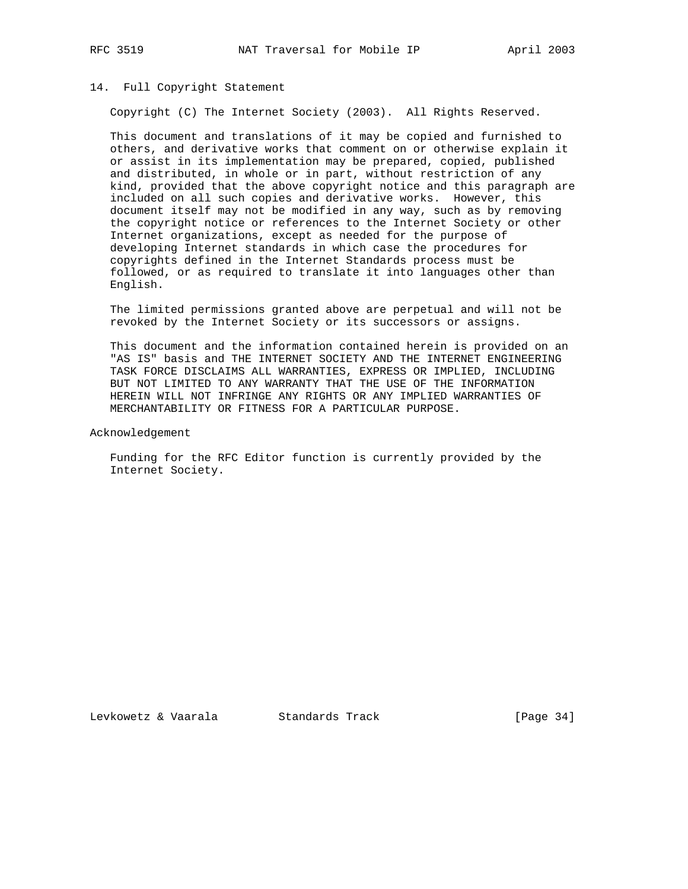## 14. Full Copyright Statement

Copyright (C) The Internet Society (2003). All Rights Reserved.

This document and translations of it may be copied and furnished to others, and derivative works that comment on or otherwise explain it or assist in its implementation may be prepared, copied, published and distributed, in whole or in part, without restriction of any kind, provided that the above copyright notice and this paragraph are included on all such copies and derivative works. However, this document itself may not be modified in any way, such as by removing the copyright notice or references to the Internet Society or other Internet organizations, except as needed for the purpose of developing Internet standards in which case the procedures for copyrights defined in the Internet Standards process must be followed, or as required to translate it into languages other than English.

The limited permissions granted above are perpetual and will not be revoked by the Internet Society or its successors or assigns.

This document and the information contained herein is provided on an "AS IS" basis and THE INTERNET SOCIETY AND THE INTERNET ENGINEERING TASK FORCE DISCLAIMS ALL WARRANTIES, EXPRESS OR IMPLIED, INCLUDING BUT NOT LIMITED TO ANY WARRANTY THAT THE USE OF THE INFORMATION HEREIN WILL NOT INFRINGE ANY RIGHTS OR ANY IMPLIED WARRANTIES OF MERCHANTABILITY OR FITNESS FOR A PARTICULAR PURPOSE.

## Acknowledgement

Funding for the RFC Editor function is currently provided by the Internet Society.